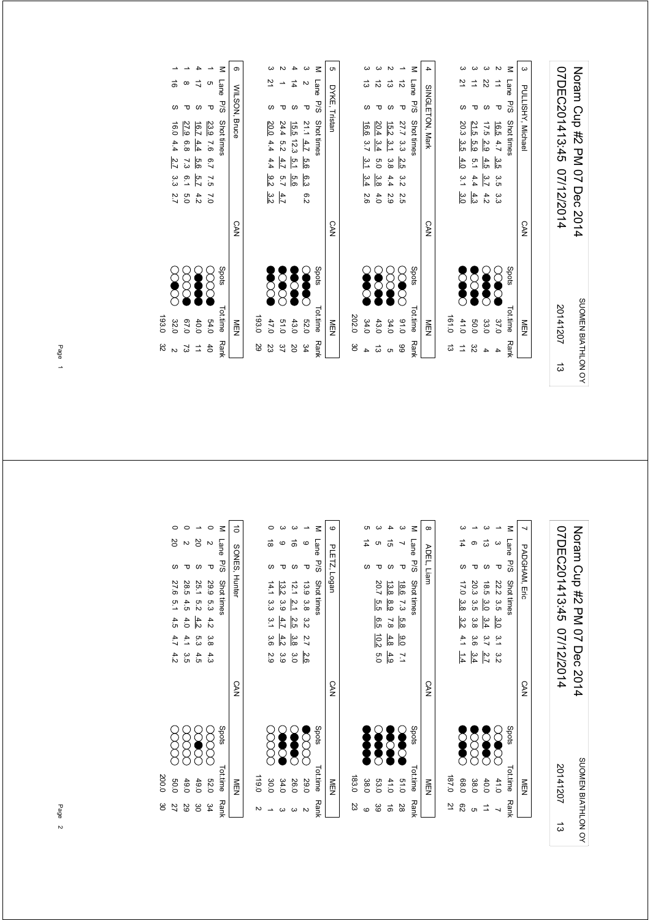# Noram Cup #2 PM 07 Dec 2014

07DEC201413:45 07/12/2014

SUOMEN BIATHLON OY

20141207 13

## 3 PULLISHY, Michael — CAN — MEN

| M | Lane | P/S | Shot times | Tot.time | Rank |
|---|---|---|---|---|---|
| 2 | 11 | P | 16.5 4.7 3.5 3.5 3.3 | 37.0 | 4 |
| 3 | 22 | S | 17.5 2.9 4.5 3.7 4.2 | 33.0 | 4 |
| 3 | 11 | P | 21.5 5.9 5.1 4.4 4.3 | 50.0 | 32 |
| 3 | 21 | S | 20.3 3.5 4.0 3.1 3.0 | 41.0 | 11 |
| | | | | 161.0 | 13 |

## 4 SINGLETON, Mark — CAN — MEN

| M | Lane | P/S | Shot times | Tot.time | Rank |
|---|---|---|---|---|---|
| 1 | 12 | P | 27.7 3.3 2.5 3.2 2.5 | 91.0 | 69 |
| 2 | 13 | S | 15.2 3.1 3.8 4.4 2.9 | 34.0 | 5 |
| 3 | 12 | P | 20.4 3.4 5.0 3.8 4.0 | 43.0 | 13 |
| 3 | 13 | S | 16.6 3.7 3.1 3.4 2.6 | 34.0 | 4 |
| | | | | 202.0 | 30 |

## 5 DYKE, Tristan — CAN — MEN

| M | Lane | P/S | Shot times | Tot.time | Rank |
|---|---|---|---|---|---|
| 3 | 2 | P | 21.1 4.7 5.6 6.3 6.2 | 52.0 | 34 |
| 4 | 14 | S | 15.5 12.3 5.1 5.6 | 43.0 | 20 |
| 2 | 1 | P | 24.4 5.2 4.7 5.7 4.7 | 51.0 | 37 |
| 3 | 21 | S | 20.0 4.4 4.4 9.2 3.2 | 47.0 | 23 |
| | | | | 193.0 | 29 |

## 6 WILSON, Bruce — CAN — MEN

| M | Lane | P/S | Shot times | Tot.time | Rank |
|---|---|---|---|---|---|
| 1 | 5 | P | 23.9 7.6 6.7 7.5 7.0 | 54.0 | 40 |
| 4 | 17 | S | 16.7 4.4 5.6 5.7 4.2 | 40.0 | 11 |
| 1 | 8 | P | 27.9 6.8 7.3 6.1 5.0 | 67.0 | 73 |
| 1 | 16 | S | 16.0 4.4 2.7 3.3 2.7 | 32.0 | 2 |
| | | | | 193.0 | 32 |

# Noram Cup #2 PM 07 Dec 2014

07DEC201413:45 07/12/2014

SUOMEN BIATHLON OY

20141207 13

## 7 PADGHAM, Eric — CAN — MEN

| M | Lane | P/S | Shot times | Tot.time | Rank |
|---|---|---|---|---|---|
| 1 | 3 | P | 22.2 3.5 3.0 3.1 3.2 | 41.0 | 7 |
| 3 | 13 | S | 18.5 3.0 3.4 3.7 2.7 | 40.0 | 11 |
| 1 | 6 | P | 20.3 3.5 3.8 3.6 3.4 | 38.0 | 5 |
| 3 | 14 | S | 17.0 3.8 3.2 4.1 1.4 | 68.0 | 62 |
| | | | | 187.0 | 21 |

## 8 ADEL, Liam — CAN — MEN

| M | Lane | P/S | Shot times | Tot.time | Rank |
|---|---|---|---|---|---|
| 3 | 7 | P | 18.6 7.3 5.8 9.0 7.1 | 51.0 | 28 |
| 4 | 15 | S | 13.8 8.9 7.8 4.8 4.9 | 41.0 | 16 |
| 3 | 5 | P | 20.7 5.5 6.5 10.2 5.0 | 53.0 | 39 |
| 5 | 14 | S | | 38.0 | 9 |
| | | | | 183.0 | 23 |

## 9 PLETZ, Logan — CAN — MEN

| M | Lane | P/S | Shot times | Tot.time | Rank |
|---|---|---|---|---|---|
| 1 | 9 | P | 13.9 3.8 3.2 2.7 2.6 | 29.0 | 2 |
| 3 | 16 | S | 12.1 2.1 2.5 3.8 3.0 | 26.0 | 3 |
| 3 | 9 | P | 13.2 3.9 4.7 4.2 3.9 | 34.0 | 3 |
| 0 | 18 | S | 14.1 3.3 3.1 3.6 2.9 | 30.0 | 1 |
| | | | | 119.0 | 2 |

## 10 SONES, Hunter — CAN — MEN

| M | Lane | P/S | Shot times | Tot.time | Rank |
|---|---|---|---|---|---|
| 0 | 2 | P | 29.9 5.3 4.2 3.8 4.3 | 52.0 | 34 |
| 1 | 20 | S | 25.1 5.2 4.2 5.3 4.5 | 49.0 | 30 |
| 0 | 2 | P | 28.5 4.5 4.0 4.1 3.5 | 49.0 | 29 |
| 0 | 20 | S | 27.6 5.1 4.5 4.7 4.2 | 50.0 | 27 |
| | | | | 200.0 | 30 |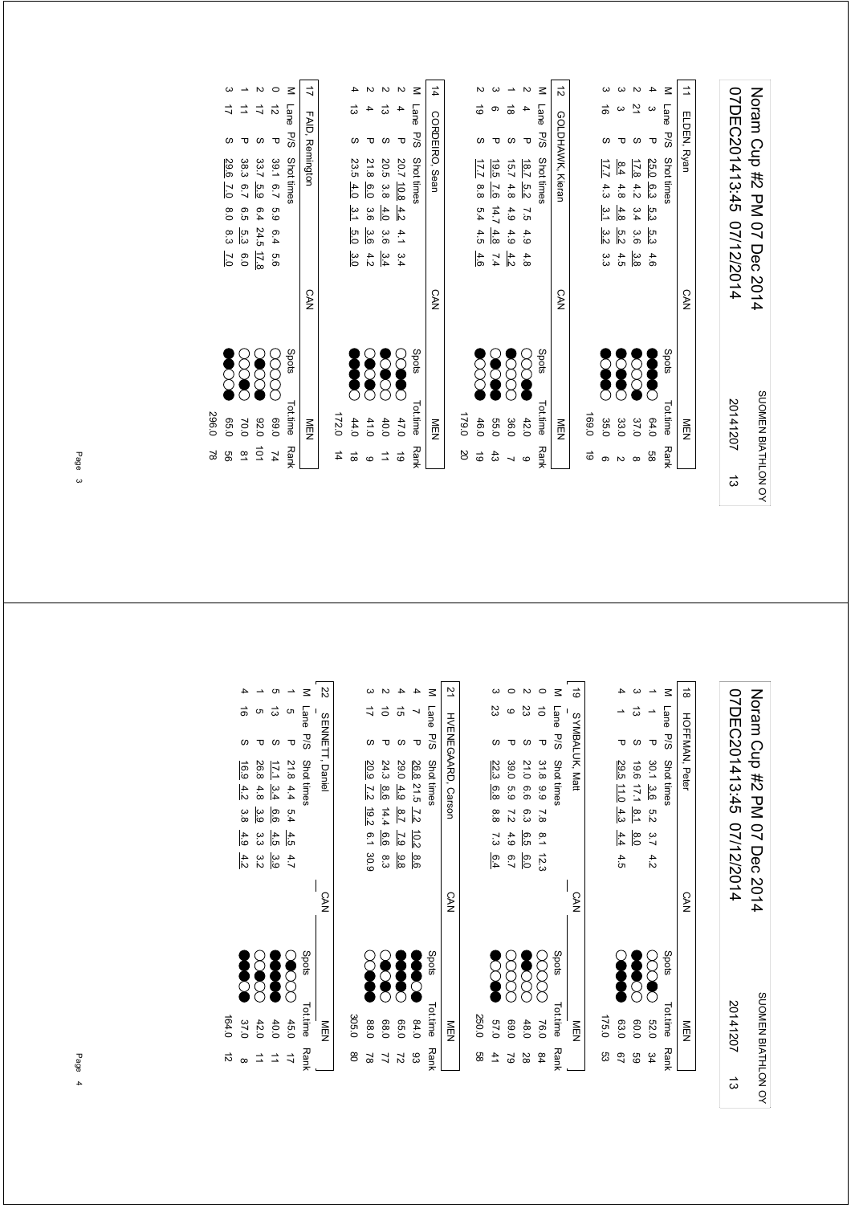## 11 ELDEN, Ryan — CAN — MEN

| M | Lane | P/S | Shot times | | | | | Spots | Tot.time | Rank |
|---|---|---|---|---|---|---|---|---|---|---|
| 4 | 3 | P | 25.0 | 6.3 | 5.3 | 5.3 | 4.6 | ●●●●○ | 64.0 | 58 |
| 2 | 21 | S | 17.8 | 4.2 | 3.4 | 3.6 | 3.8 | ●○○●○ | 37.0 | 8 |
| 3 | 3 | P | 8.4 | 4.8 | 4.8 | 5.2 | 4.5 | ●○●●○ | 33.0 | 2 |
| 3 | 16 | S | 17.7 | 4.3 | 3.1 | 3.2 | 3.3 | ●●●○○ | 35.0 | 6 |
| | | | | | | | | | 169.0 | 19 |

## 12 GOLDHAWK, Kieran — CAN — MEN

| M | Lane | P/S | Shot times | | | | | Spots | Tot.time | Rank |
|---|---|---|---|---|---|---|---|---|---|---|
| 2 | 4 | P | 18.7 | 5.2 | 7.5 | 4.9 | 4.8 | ○○○●● | 42.0 | 9 |
| 1 | 18 | S | 15.7 | 4.8 | 4.9 | 4.9 | 4.2 | ●○○○○ | 36.0 | 7 |
| 3 | 6 | P | 19.5 | 7.6 | 14.7 | 4.8 | 7.4 | ●●○○● | 55.0 | 43 |
| 2 | 19 | S | 17.7 | 8.8 | 5.4 | 4.5 | 4.6 | ●○○●○ | 46.0 | 19 |
| | | | | | | | | | 179.0 | 20 |

## 14 CORDEIRO, Sean — CAN — MEN

| M | Lane | P/S | Shot times | | | | | Spots | Tot.time | Rank |
|---|---|---|---|---|---|---|---|---|---|---|
| 2 | 4 | P | 20.7 | 10.8 | 4.2 | 4.1 | 3.4 | ○●●○○ | 47.0 | 19 |
| 2 | 13 | S | 20.5 | 3.8 | 4.0 | 3.6 | 3.4 | ●○●○○ | 40.0 | 11 |
| 2 | 4 | P | 21.8 | 6.0 | 3.6 | 3.6 | 4.2 | ○●●○○ | 41.0 | 9 |
| 4 | 13 | S | 23.5 | 4.0 | 3.1 | 5.0 | 3.0 | ●●●●○ | 44.0 | 18 |
| | | | | | | | | | 172.0 | 14 |

## 17 FAID, Remington — CAN

| M | Lane | P/S | Shot times | | | | | Spots | Tot.time | Rank |
|---|---|---|---|---|---|---|---|---|---|---|
| 0 | 12 | P | 39.1 | 6.7 | 5.9 | 6.4 | 5.6 | ○○○○○ | 69.0 | 74 |
| 2 | 17 | S | 33.7 | 5.9 | 6.4 | 24.5 | 17.8 | ○●○●○ | 92.0 | 101 |
| 1 | 11 | P | 38.3 | 6.7 | 6.5 | 5.3 | 6.0 | ○○●○○ | 70.0 | 81 |
| 3 | 17 | S | 29.6 | 7.0 | 8.0 | 8.3 | 7.0 | ●●○○● | 65.0 | 56 |
| | | | | | | | | | 296.0 | 78 |

## 18 HOFFMAN, Peter — CAN — MEN

| M | Lane | P/S | Shot times | | | | | Spots | Tot.time | Rank |
|---|---|---|---|---|---|---|---|---|---|---|
| 1 | 1 | P | 30.1 | 3.6 | 5.2 | 3.7 | 4.2 | ○○●○○ | 52.0 | 34 |
| 3 | 13 | S | 19.6 | 17.1 | 8.1 | 8.0 | | ●●●○○ | 60.0 | 59 |
| 4 | 1 | P | 29.5 | 11.0 | 4.3 | 4.4 | 4.5 | ○●●●● | 63.0 | 67 |
| | | | | | | | | | 175.0 | 53 |

## 19 SYMBALUK, Matt — CAN — MEN

| M | Lane | P/S | Shot times | | | | | Spots | Tot.time | Rank |
|---|---|---|---|---|---|---|---|---|---|---|
| 0 | 10 | P | 31.8 | 9.9 | 7.8 | 8.1 | 12.3 | ○○○○○ | 76.0 | 84 |
| 2 | 23 | S | 21.0 | 6.6 | 6.3 | 6.5 | 6.0 | ●●○○○ | 48.0 | 28 |
| 0 | 9 | P | 39.0 | 5.9 | 7.2 | 4.9 | 6.7 | ○○○○○ | 69.0 | 79 |
| 3 | 23 | S | 22.3 | 6.8 | 8.8 | 7.3 | 6.4 | ●○●●○ | 57.0 | 41 |
| | | | | | | | | | 250.0 | 58 |

## 21 HVENEGAARD, Carson — CAN — MEN

| M | Lane | P/S | Shot times | | | | | Spots | Tot.time | Rank |
|---|---|---|---|---|---|---|---|---|---|---|
| 4 | 7 | P | 26.8 | 21.5 | 7.2 | 10.2 | 8.6 | ●●●●○ | 84.0 | 93 |
| 4 | 15 | S | 29.0 | 4.9 | 8.7 | 7.9 | 9.8 | ●●●●○ | 65.0 | 72 |
| 2 | 10 | P | 24.3 | 8.6 | 14.4 | 6.6 | 8.3 | ○●○●○ | 68.0 | 77 |
| 3 | 17 | S | 20.9 | 7.2 | 19.2 | 6.1 | 30.9 | ○●●●○ | 88.0 | 78 |
| | | | | | | | | | 305.0 | 80 |

## 22 SENNETT, Daniel — CAN — MEN

| M | Lane | P/S | Shot times | | | | | Spots | Tot.time | Rank |
|---|---|---|---|---|---|---|---|---|---|---|
| 1 | 5 | P | 21.8 | 4.4 | 5.4 | 4.5 | 4.7 | ○●○○○ | 45.0 | 17 |
| 5 | 13 | S | 17.1 | 3.4 | 6.6 | 4.5 | 3.9 | ●●●●● | 40.0 | 11 |
| 1 | 5 | P | 26.8 | 4.8 | 3.9 | 3.3 | 3.2 | ●○○○○ | 42.0 | 11 |
| 4 | 16 | S | 16.9 | 4.2 | 3.8 | 4.9 | 4.2 | ●●●●○ | 37.0 | 8 |
| | | | | | | | | | 164.0 | 12 |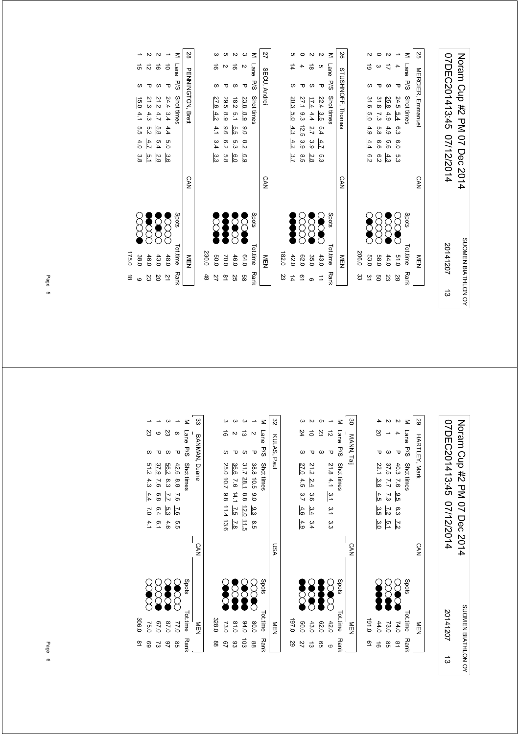## 25 MERCIER, Emmanuel — CAN — MEN

| M | Lane | P/S | Shot times | | | | | Spots | Tot.time | Rank |
|---|---|---|---|---|---|---|---|---|---|---|
| 1 | 4 | P | 24.5 | 5.4 | 6.3 | 6.0 | 5.3 | ○○●○○ | 51.0 | 28 |
| 2 | 17 | S | 25.8 | 4.9 | 4.9 | 5.6 | 4.3 | ●○○●○ | 44.0 | 23 |
| 0 | 3 | P | 31.8 | 7.3 | 5.8 | 6.6 | 6.2 | ○○○○○ | 58.0 | 50 |
| 2 | 19 | S | 31.6 | 5.0 | 4.9 | 4.4 | 6.2 | ○●○●○ | 53.0 | 31 |
| | | | | | | | | | 206.0 | 33 |

## 26 STUSHNOFF, Thomas — CAN — MEN

| M | Lane | P/S | Shot times | | | | | Spots | Tot.time | Rank |
|---|---|---|---|---|---|---|---|---|---|---|
| 2 | 5 | P | 22.4 | 3.5 | 5.4 | 4.7 | 5.3 | ○●○●○ | 43.0 | 11 |
| 2 | 18 | S | 17.4 | 4.4 | 2.7 | 3.9 | 2.8 | ●○○●○ | 35.0 | 6 |
| 0 | 4 | P | 27.1 | 9.3 | 12.5 | 3.9 | 8.5 | ○○○○○ | 62.0 | 61 |
| 5 | 14 | S | 20.3 | 5.0 | 4.3 | 4.2 | 3.7 | ●●●●● | 42.0 | 14 |
| | | | | | | | | | 182.0 | 23 |

## 27 SECU, Andrei — CAN — MEN

| M | Lane | P/S | Shot times | | | | | Spots | Tot.time | Rank |
|---|---|---|---|---|---|---|---|---|---|---|
| 3 | 2 | P | 23.8 | 8.9 | 9.0 | 8.2 | 6.9 | ●○●○● | 64.0 | 58 |
| 2 | 16 | S | 18.2 | 5.1 | 5.5 | 5.3 | 6.0 | ●○●○○ | 46.0 | 25 |
| 5 | 2 | P | 29.5 | 8.9 | 9.6 | 6.2 | 5.8 | ●●●●● | 70.0 | 81 |
| 3 | 16 | S | 27.6 | 4.2 | 4.1 | 3.4 | 3.3 | ●○●○● | 50.0 | 27 |
| | | | | | | | | | 230.0 | 48 |

## 28 PENNINGTON, Brett — CAN — MEN

| M | Lane | P/S | Shot times | | | | | Spots | Tot.time | Rank |
|---|---|---|---|---|---|---|---|---|---|---|
| 1 | 10 | P | 24.4 | 3.4 | 4.4 | 5.0 | 3.6 | ●○○○○ | 48.0 | 21 |
| 2 | 16 | S | 21.2 | 4.7 | 5.8 | 5.4 | 2.8 | ●○●○○ | 43.0 | 20 |
| 2 | 12 | P | 21.3 | 4.3 | 5.2 | 4.7 | 5.1 | ●●○○○ | 46.0 | 23 |
| 1 | 15 | S | 15.0 | 4.1 | 5.5 | 4.0 | 3.8 | ○○○○● | 38.0 | 9 |
| | | | | | | | | | 175.0 | 18 |

## 29 HARTLEY, Mark — CAN — MEN

| M | Lane | P/S | Shot times | | | | | Spots | Tot.time | Rank |
|---|---|---|---|---|---|---|---|---|---|---|
| 2 | 4 | P | 40.3 | 7.6 | 9.5 | 6.3 | 7.2 | ○●○○● | 74.0 | 81 |
| 2 | 1 | S | 37.5 | 7.7 | 7.3 | 7.2 | 5.1 | ○○●●○ | 73.0 | 85 |
| 4 | 20 | P | 22.1 | 3.6 | 4.5 | 3.5 | 3.0 | ○●●●● | 44.0 | 16 |
| | | | | | | | | | 191.0 | 61 |

## 30 MANN, Taiji — CAN — MEN

| M | Lane | P/S | Shot times | | | | | Spots | Tot.time | Rank |
|---|---|---|---|---|---|---|---|---|---|---|
| 1 | 12 | P | 21.8 | 4.1 | 3.1 | 3.1 | 3.3 | ○●○○○ | 42.0 | 9 |
| 5 | 23 | S | | | | | | ●●●●● | 62.0 | 65 |
| 2 | 10 | P | 21.2 | 2.4 | 3.6 | 3.4 | 3.4 | ○○●●○ | 43.0 | 13 |
| 3 | 24 | S | 27.0 | 4.5 | 3.7 | 4.6 | 4.9 | ●●○●○ | 50.0 | 27 |
| | | | | | | | | | 197.0 | 29 |

## 32 KULAS, Paul — USA — MEN

| M | Lane | P/S | Shot times | | | | | Spots | Tot.time | Rank |
|---|---|---|---|---|---|---|---|---|---|---|
| 1 | 2 | P | 38.8 | 10.5 | 9.0 | 9.3 | 8.5 | ○○○●○ | 80.0 | 88 |
| 3 | 13 | S | 31.7 | 28.1 | 8.8 | 12.0 | 11.5 | ○●○●● | 94.0 | 103 |
| 3 | 2 | P | 36.6 | 7.6 | 14.1 | 7.5 | 7.8 | ●○●●○ | 81.0 | 93 |
| 3 | 16 | S | 25.0 | 10.7 | 9.8 | 11.4 | 13.6 | ○●●○● | 73.0 | 67 |
| | | | | | | | | | 328.0 | 88 |

## 33 BANMAN, Duane — CAN — MEN

| M | Lane | P/S | Shot times | | | | | Spots | Tot.time | Rank |
|---|---|---|---|---|---|---|---|---|---|---|
| 1 | 8 | P | 42.6 | 8.8 | 7.6 | 7.6 | 5.5 | ○●○○○ | 77.0 | 85 |
| 3 | 23 | S | 56.2 | 8.3 | 7.7 | 5.3 | 4.6 | ○●●●○ | 87.0 | 97 |
| 1 | 9 | P | 37.9 | 7.6 | 6.8 | 6.4 | 6.1 | ○○○●○ | 67.0 | 73 |
| 1 | 23 | S | 51.2 | 4.3 | 4.4 | 7.0 | 4.1 | ○○●○○ | 75.0 | 69 |
| | | | | | | | | | 306.0 | 81 |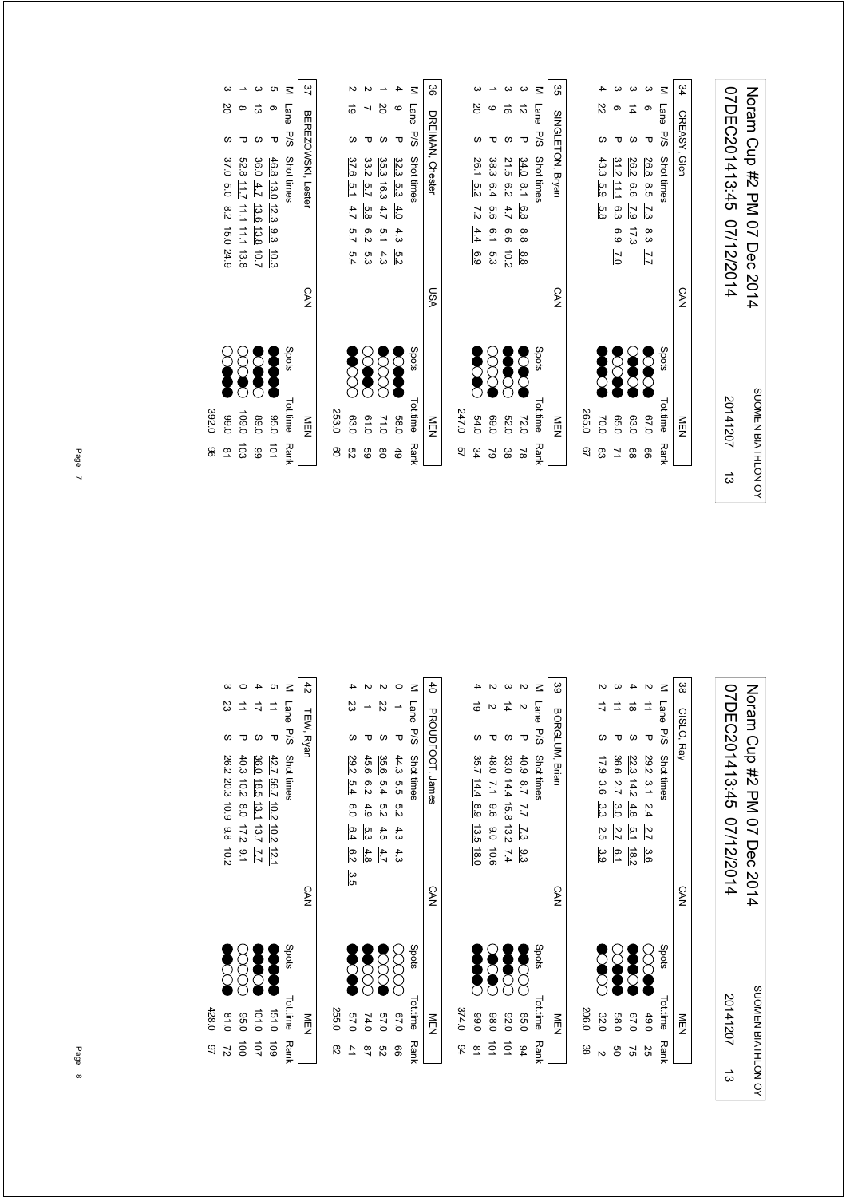# Noram Cup #2 PM 07 Dec 2014

07DEC201413:45 07/12/2014 — SUOMEN BIATHLON OY — 20141207 — 13

### 34 CREASY, Glen — CAN — MEN

| M | Lane | P/S | Shot times | Spots | Tot.time | Rank |
|---|---|---|---|---|---|---|
| 3 | 6 | P | 26.8 8.5 7.3 8.3 7.7 | | 67.0 | 66 |
| 3 | 14 | S | 26.2 6.6 7.9 17.3 | | 63.0 | 68 |
| 3 | 6 | P | 31.2 11.1 6.3 6.9 7.0 | | 65.0 | 71 |
| 4 | 22 | S | 43.3 5.9 5.8 | | 70.0 | 63 |
| | | | | | 265.0 | 67 |

### 35 SINGLETON, Bryan — CAN — MEN

| M | Lane | P/S | Shot times | Spots | Tot.time | Rank |
|---|---|---|---|---|---|---|
| 3 | 12 | P | 34.0 8.1 6.8 8.8 8.8 | | 72.0 | 78 |
| 3 | 16 | S | 21.5 6.2 4.7 6.6 10.2 | | 52.0 | 38 |
| 1 | 9 | P | 38.3 6.4 5.6 6.1 5.3 | | 69.0 | 79 |
| 3 | 20 | S | 26.1 5.2 7.2 4.4 6.9 | | 54.0 | 34 |
| | | | | | 247.0 | 57 |

### 36 DREIMAN, Chester — USA — MEN

| M | Lane | P/S | Shot times | Spots | Tot.time | Rank |
|---|---|---|---|---|---|---|
| 4 | 9 | P | 32.3 5.3 4.0 4.3 5.2 | | 58.0 | 49 |
| 1 | 20 | S | 35.3 16.3 4.7 5.1 4.3 | | 71.0 | 80 |
| 2 | 7 | P | 33.2 5.7 5.8 6.2 5.3 | | 61.0 | 59 |
| 2 | 19 | S | 37.6 5.1 4.7 5.7 5.4 | | 63.0 | 52 |
| | | | | | 253.0 | 60 |

### 37 BEREZOWSKI, Lester — CAN — MEN

| M | Lane | P/S | Shot times | Spots | Tot.time | Rank |
|---|---|---|---|---|---|---|
| 5 | 6 | P | 46.8 13.0 12.3 9.3 10.3 | | 95.0 | 101 |
| 3 | 13 | S | 36.0 4.7 13.6 13.8 10.7 | | 89.0 | 99 |
| 1 | 8 | P | 52.8 11.7 11.1 11.1 13.8 | | 109.0 | 103 |
| 3 | 20 | S | 37.0 5.0 8.2 15.0 24.9 | | 99.0 | 81 |
| | | | | | 392.0 | 96 |

# Noram Cup #2 PM 07 Dec 2014

07DEC201413:45 07/12/2014 — SUOMEN BIATHLON OY — 20141207 — 13

### 38 CISLO, Ray — CAN — MEN

| M | Lane | P/S | Shot times | Spots | Tot.time | Rank |
|---|---|---|---|---|---|---|
| 2 | 11 | P | 29.2 3.1 2.4 2.7 3.6 | | 49.0 | 25 |
| 4 | 18 | S | 22.3 14.2 4.8 5.1 18.2 | | 67.0 | 75 |
| 3 | 11 | P | 36.6 2.7 3.0 2.7 6.1 | | 58.0 | 50 |
| 2 | 17 | S | 17.9 3.6 3.3 2.5 3.9 | | 32.0 | 2 |
| | | | | | 206.0 | 38 |

### 39 BORGLUM, Brian — CAN — MEN

| M | Lane | P/S | Shot times | Spots | Tot.time | Rank |
|---|---|---|---|---|---|---|
| 2 | 2 | P | 40.9 8.7 7.7 7.3 9.3 | | 85.0 | 94 |
| 3 | 14 | S | 33.0 14.4 15.8 13.2 7.4 | | 92.0 | 101 |
| 2 | 2 | P | 48.0 7.1 9.6 9.0 10.6 | | 98.0 | 101 |
| 4 | 19 | S | 35.7 14.4 8.9 13.5 18.0 | | 99.0 | 81 |
| | | | | | 374.0 | 94 |

### 40 PROUDFOOT, James — CAN — MEN

| M | Lane | P/S | Shot times | Spots | Tot.time | Rank |
|---|---|---|---|---|---|---|
| 0 | 1 | P | 44.3 5.5 5.2 4.3 4.3 | | 67.0 | 66 |
| 2 | 22 | S | 35.6 5.4 5.2 4.5 4.7 | | 57.0 | 52 |
| 2 | 1 | P | 45.6 6.2 4.9 5.3 4.8 | | 74.0 | 87 |
| 4 | 23 | S | 29.2 5.4 6.0 6.4 6.2 3.5 | | 57.0 | 41 |
| | | | | | 255.0 | 62 |

### 42 TEW, Ryan — CAN — MEN

| M | Lane | P/S | Shot times | Spots | Tot.time | Rank |
|---|---|---|---|---|---|---|
| 5 | 11 | P | 42.7 56.7 10.2 10.2 12.1 | | 151.0 | 109 |
| 4 | 17 | S | 36.0 18.5 13.1 13.7 7.7 | | 101.0 | 107 |
| 0 | 11 | P | 40.3 10.2 8.0 17.2 9.1 | | 95.0 | 100 |
| 3 | 23 | S | 26.2 20.3 10.9 9.8 10.2 | | 81.0 | 72 |
| | | | | | 428.0 | 97 |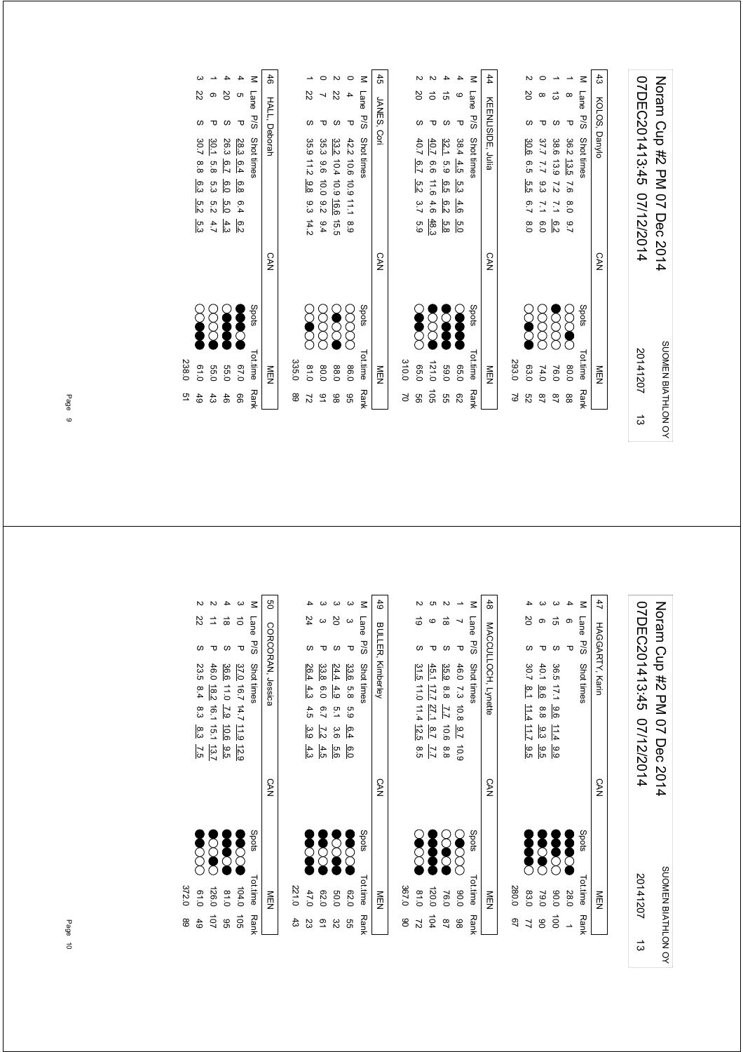# Noram Cup #2 PM 07 Dec 2014

07DEC201413:45 07/12/2014 — SUOMEN BIATHLON OY — 20141207 — 13

**43 KOLOS, Danylo** — CAN — MEN

| M | Lane | P/S | Shot times | Tot.time | Rank |
|---|---|---|---|---|---|
| 1 | 8 | P | 36.2 13.5 7.6 8.0 9.7 | 80.0 | 88 |
| 1 | 13 | S | 38.6 13.9 7.2 7.1 6.2 | 76.0 | 87 |
| 0 | 8 | P | 37.7 7.7 9.3 7.1 6.0 | 74.0 | 87 |
| 2 | 20 | S | 30.6 6.5 5.5 6.7 8.0 | 63.0 | 52 |
| | | | | 293.0 | 79 |

**44 KEENLISIDE, Julia** — CAN — MEN

| M | Lane | P/S | Shot times | Tot.time | Rank |
|---|---|---|---|---|---|
| 4 | 9 | P | 38.4 4.5 5.3 4.6 5.0 | 65.0 | 62 |
| 4 | 15 | S | 32.1 5.9 6.5 6.2 5.8 | 59.0 | 55 |
| 2 | 10 | P | 40.7 6.6 11.6 4.6 48.3 | 121.0 | 105 |
| 2 | 20 | S | 40.7 6.7 5.2 3.7 5.9 | 65.0 | 56 |
| | | | | 310.0 | 70 |

**45 JANES, Cori** — CAN — MEN

| M | Lane | P/S | Shot times | Tot.time | Rank |
|---|---|---|---|---|---|
| 0 | 4 | P | 42.2 10.6 10.9 11.1 8.9 | 86.0 | 95 |
| 2 | 22 | S | 33.2 10.4 10.9 16.6 15.5 | 88.0 | 98 |
| 0 | 7 | P | 35.3 9.6 10.0 9.2 9.4 | 80.0 | 91 |
| 1 | 22 | S | 35.9 11.2 9.8 9.3 14.2 | 81.0 | 72 |
| | | | | 335.0 | 89 |

**46 HALL, Deborah** — CAN — MEN

| M | Lane | P/S | Shot times | Tot.time | Rank |
|---|---|---|---|---|---|
| 4 | 5 | P | 28.3 6.4 6.8 6.4 6.2 | 67.0 | 66 |
| 4 | 20 | S | 26.3 6.7 6.0 5.0 4.3 | 55.0 | 46 |
| 1 | 6 | P | 30.1 5.8 5.3 5.2 4.7 | 55.0 | 43 |
| 3 | 22 | S | 30.7 8.8 6.3 5.2 5.3 | 61.0 | 49 |
| | | | | 238.0 | 51 |

# Noram Cup #2 PM 07 Dec 2014

07DEC201413:45 07/12/2014 — SUOMEN BIATHLON OY — 20141207 — 13

**47 HAGGARTY, Karin** — CAN — MEN

| M | Lane | P/S | Shot times | Tot.time | Rank |
|---|---|---|---|---|---|
| 4 | 6 | P | | 28.0 | 1 |
| 3 | 15 | S | 36.5 17.1 9.6 11.4 9.9 | 90.0 | 100 |
| 3 | 6 | P | 40.1 8.6 8.8 9.3 9.5 | 79.0 | 90 |
| 4 | 20 | S | 30.7 8.1 11.4 11.7 9.5 | 83.0 | 77 |
| | | | | 280.0 | 67 |

**48 MACCULLOCH, Lynette** — CAN — MEN

| M | Lane | P/S | Shot times | Tot.time | Rank |
|---|---|---|---|---|---|
| 1 | 7 | P | 46.0 7.3 10.8 9.7 10.9 | 90.0 | 98 |
| 2 | 18 | S | 35.9 8.8 7.7 10.6 8.8 | 76.0 | 87 |
| 5 | 9 | P | 45.1 17.7 27.1 8.7 7.7 | 120.0 | 104 |
| 2 | 19 | S | 31.5 11.0 11.4 12.5 8.5 | 81.0 | 72 |
| | | | | 367.0 | 90 |

**49 BULLER, Kimberley** — CAN — MEN

| M | Lane | P/S | Shot times | Tot.time | Rank |
|---|---|---|---|---|---|
| 3 | 3 | P | 33.6 5.8 5.9 6.4 6.0 | 62.0 | 55 |
| 3 | 20 | S | 24.4 4.9 5.1 3.6 5.6 | 50.0 | 32 |
| 3 | 3 | P | 33.8 6.0 6.7 7.2 4.5 | 62.0 | 61 |
| 4 | 24 | S | 26.4 4.3 4.5 3.9 4.3 | 47.0 | 23 |
| | | | | 221.0 | 43 |

**50 CORCORAN, Jessica** — CAN — MEN

| M | Lane | P/S | Shot times | Tot.time | Rank |
|---|---|---|---|---|---|
| 3 | 10 | P | 37.0 16.7 14.7 11.9 12.9 | 104.0 | 105 |
| 4 | 18 | S | 36.6 11.0 7.9 10.6 9.5 | 81.0 | 95 |
| 2 | 11 | P | 46.0 18.2 16.1 15.1 13.7 | 126.0 | 107 |
| 2 | 22 | S | 23.5 8.4 8.3 8.3 7.5 | 61.0 | 49 |
| | | | | 372.0 | 89 |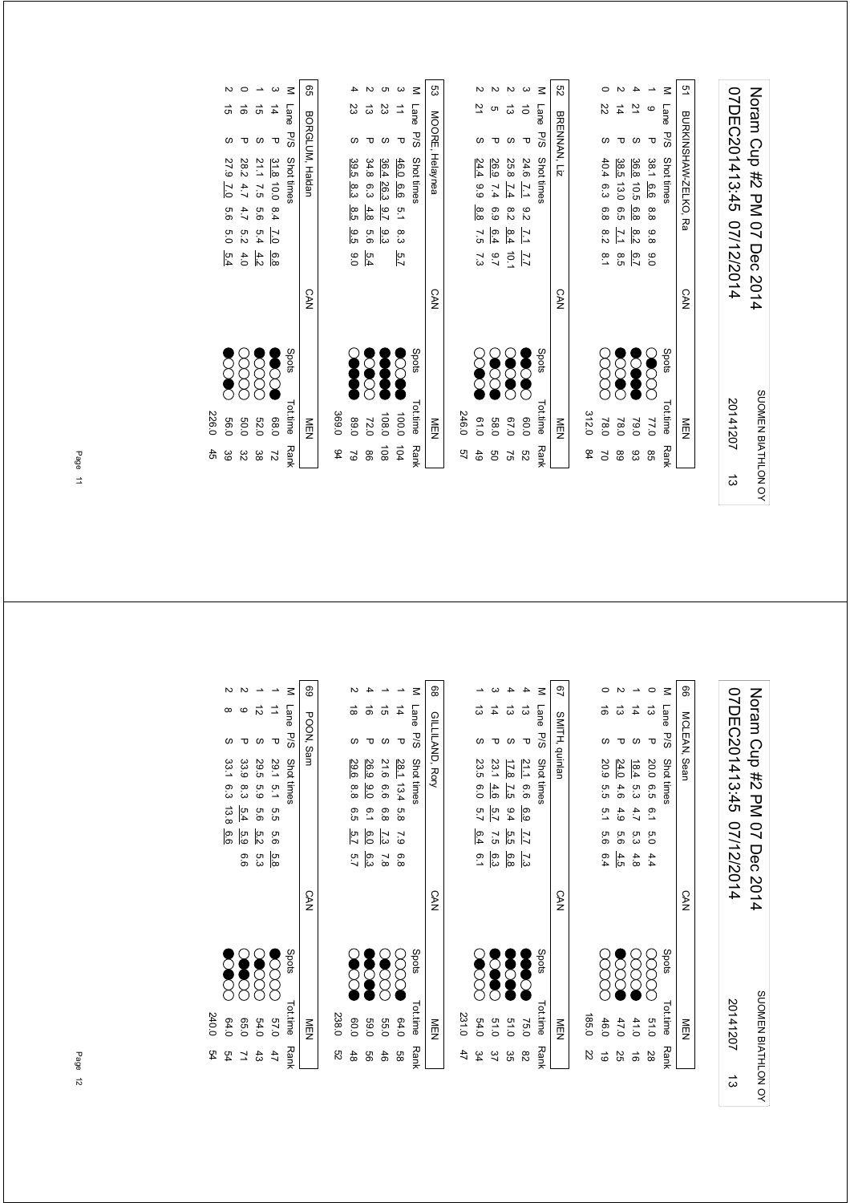# Noram Cup #2 PM 07 Dec 2014

07DEC201413:45 07/12/2014

SUOMEN BIATHLON OY 20141207 13

**51 BURKINSHAW-ZELKO, Ra — CAN — MEN**

| M | Lane | P/S | Shot times | | | | | Spots | Tot.time | Rank |
|---|---|---|---|---|---|---|---|---|---|---|
| 1 | 9 | P | 38.1 | 6.6 | 8.8 | 9.8 | 9.0 | | 77.0 | 85 |
| 4 | 21 | S | 36.8 | 10.5 | 6.8 | 8.2 | 6.7 | | 79.0 | 93 |
| 2 | 14 | P | 38.5 | 13.0 | 6.5 | 7.1 | 8.5 | | 78.0 | 89 |
| 0 | 22 | S | 40.4 | 6.3 | 6.8 | 8.2 | 8.1 | | 78.0 | 70 |
| | | | | | | | | | 312.0 | 84 |

**52 BRENNAN, Liz — CAN — MEN**

| M | Lane | P/S | Shot times | | | | | Spots | Tot.time | Rank |
|---|---|---|---|---|---|---|---|---|---|---|
| 3 | 10 | P | 24.6 | 7.1 | 9.2 | 7.1 | 7.7 | | 60.0 | 52 |
| 2 | 13 | S | 25.8 | 7.4 | 8.2 | 8.4 | 10.1 | | 67.0 | 75 |
| 2 | 5 | P | 26.9 | 7.4 | 6.9 | 6.4 | 9.7 | | 58.0 | 50 |
| 2 | 21 | S | 24.4 | 9.9 | 8.8 | 7.5 | 7.3 | | 61.0 | 49 |
| | | | | | | | | | 246.0 | 57 |

**53 MOORE, Helaynea — CAN — MEN**

| M | Lane | P/S | Shot times | | | | | Spots | Tot.time | Rank |
|---|---|---|---|---|---|---|---|---|---|---|
| 3 | 11 | P | 46.0 | 6.6 | 5.1 | 8.3 | 5.7 | | 100.0 | 104 |
| 5 | 23 | S | 36.4 | 26.3 | 9.7 | 9.3 | | | 108.0 | 108 |
| 2 | 13 | P | 34.8 | 6.3 | 4.8 | 5.6 | 5.4 | | 72.0 | 86 |
| 4 | 23 | S | 39.5 | 8.3 | 8.5 | 9.5 | 9.0 | | 89.0 | 79 |
| | | | | | | | | | 369.0 | 94 |

**65 BORGLUM, Haldan — CAN — MEN**

| M | Lane | P/S | Shot times | | | | | Spots | Tot.time | Rank |
|---|---|---|---|---|---|---|---|---|---|---|
| 3 | 14 | P | 31.8 | 10.0 | 8.4 | 7.0 | 6.8 | | 68.0 | 72 |
| 1 | 15 | S | 21.1 | 7.5 | 5.6 | 5.4 | 4.2 | | 52.0 | 38 |
| 0 | 16 | P | 28.2 | 4.7 | 4.7 | 5.2 | 4.0 | | 50.0 | 32 |
| 2 | 15 | S | 27.9 | 7.0 | 5.6 | 5.0 | 5.4 | | 56.0 | 39 |
| | | | | | | | | | 226.0 | 45 |

# Noram Cup #2 PM 07 Dec 2014

07DEC201413:45 07/12/2014

SUOMEN BIATHLON OY 20141207 13

**66 MCLEAN, Sean — CAN — MEN**

| M | Lane | P/S | Shot times | | | | | Spots | Tot.time | Rank |
|---|---|---|---|---|---|---|---|---|---|---|
| 0 | 13 | P | 20.0 | 6.5 | 6.1 | 5.0 | 4.4 | | 51.0 | 28 |
| 1 | 14 | S | 18.4 | 5.3 | 4.7 | 5.3 | 4.8 | | 41.0 | 16 |
| 2 | 13 | P | 24.0 | 4.6 | 4.9 | 5.6 | 4.5 | | 47.0 | 25 |
| 0 | 16 | S | 20.9 | 5.5 | 5.1 | 5.6 | 6.4 | | 46.0 | 19 |
| | | | | | | | | | 185.0 | 22 |

**67 SMITH, quinlan — CAN — MEN**

| M | Lane | P/S | Shot times | | | | | Spots | Tot.time | Rank |
|---|---|---|---|---|---|---|---|---|---|---|
| 4 | 13 | P | 21.1 | 6.6 | 6.9 | 7.7 | 7.3 | | 75.0 | 82 |
| 4 | 13 | S | 17.8 | 7.5 | 9.4 | 5.5 | 6.8 | | 51.0 | 35 |
| 3 | 14 | P | 23.1 | 4.6 | 5.7 | 7.5 | 6.3 | | 51.0 | 37 |
| 1 | 13 | S | 23.5 | 6.0 | 5.7 | 6.4 | 6.1 | | 54.0 | 34 |
| | | | | | | | | | 231.0 | 47 |

**68 GILLILAND, Rory — CAN — MEN**

| M | Lane | P/S | Shot times | | | | | Spots | Tot.time | Rank |
|---|---|---|---|---|---|---|---|---|---|---|
| 1 | 14 | P | 28.1 | 13.4 | 5.8 | 7.9 | 6.8 | | 64.0 | 58 |
| 1 | 15 | S | 21.6 | 6.6 | 6.8 | 7.3 | 7.8 | | 55.0 | 46 |
| 4 | 16 | P | 26.9 | 9.0 | 6.1 | 6.0 | 6.3 | | 59.0 | 56 |
| 2 | 18 | S | 29.6 | 8.8 | 6.5 | 5.7 | 5.7 | | 60.0 | 48 |
| | | | | | | | | | 238.0 | 52 |

**69 POON, Sam — CAN — MEN**

| M | Lane | P/S | Shot times | | | | | Spots | Tot.time | Rank |
|---|---|---|---|---|---|---|---|---|---|---|
| 1 | 11 | P | 29.1 | 5.1 | 5.5 | 5.6 | 5.8 | | 57.0 | 47 |
| 1 | 12 | S | 29.5 | 5.9 | 5.6 | 5.2 | 5.3 | | 54.0 | 43 |
| 2 | 9 | P | 33.9 | 8.3 | 5.4 | 5.9 | 6.6 | | 65.0 | 71 |
| 2 | 8 | S | 33.1 | 6.3 | 13.8 | 6.6 | | | 64.0 | 54 |
| | | | | | | | | | 240.0 | 54 |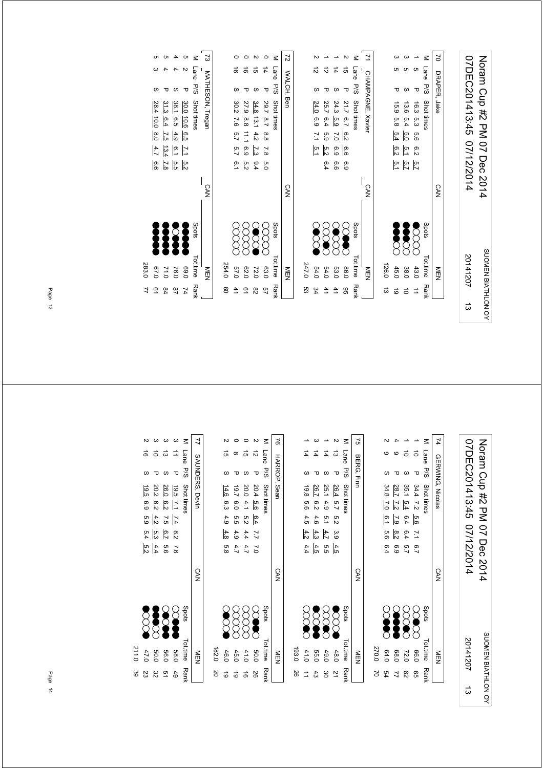# Noram Cup #2 PM 07 Dec 2014

07DEC201413:45 07/12/2014 — SUOMEN BIATHLON OY — 20141207 — 13

### 70 DRAPER, Jake — CAN — MEN

| M | Lane | P/S | Shot times | Spots | Tot.time | Rank |
|---|---|---|---|---|---|---|
| 1 | 5 | P | 16.3 5.3 5.6 6.2 5.7 | ●○○○○ | 43.0 | 11 |
| 3 | 5 | S | 13.6 5.4 5.0 5.1 5.7 | ●●○○○ | 38.0 | 10 |
| 3 | 5 | P | 15.9 5.8 5.4 6.2 5.1 | ●●●○○ | 45.0 | 19 |
| | | | | | 126.0 | 13 |

### 71 CHAMPAGNE, Xavier — CAN — MEN

| M | Lane | P/S | Shot times | Spots | Tot.time | Rank |
|---|---|---|---|---|---|---|
| 2 | 15 | P | 21.7 6.7 6.2 6.6 6.9 | ○●●○○ | 86.0 | 95 |
| 1 | 14 | S | 24.3 5.9 7.0 6.9 6.6 | ○○●○○ | 53.0 | 41 |
| 1 | 12 | P | 25.7 6.4 5.9 5.2 6.4 | ○○○●○ | 54.0 | 41 |
| 2 | 12 | S | 24.0 6.9 7.1 5.1 | ●●○○○ | 54.0 | 34 |
| | | | | | 247.0 | 53 |

### 72 WALCH, Ben — CAN — MEN

| M | Lane | P/S | Shot times | Spots | Tot.time | Rank |
|---|---|---|---|---|---|---|
| 0 | 14 | P | 29.7 8.7 8.8 7.8 5.0 | ○○○○○ | 63.0 | 57 |
| 2 | 15 | S | 34.8 13.1 4.2 7.3 9.4 | ●○○●○ | 72.0 | 82 |
| 0 | 16 | P | 27.9 8.8 11.1 6.9 5.2 | ○○○○○ | 62.0 | 61 |
| 0 | 16 | S | 30.2 7.6 5.7 5.7 6.1 | ○○○○○ | 57.0 | 41 |
| | | | | | 254.0 | 60 |

### 73 MATHESON, Tregan — CAN — MEN

| M | Lane | P/S | Shot times | Spots | Tot.time | Rank |
|---|---|---|---|---|---|---|
| 5 | 2 | P | 30.0 10.6 6.5 7.1 5.2 | ●●●●● | 69.0 | 74 |
| 4 | 4 | S | 38.1 6.5 4.9 6.1 5.5 | ●●●○● | 76.0 | 87 |
| 5 | 4 | P | 31.3 6.4 7.5 13.4 7.8 | ●●●●● | 71.0 | 84 |
| 5 | 3 | S | 28.4 10.0 8.0 4.7 6.6 | ●●●●● | 67.0 | 61 |
| | | | | | 283.0 | 77 |

### 74 GERWING, Nicolas — CAN — MEN

| M | Lane | P/S | Shot times | Spots | Tot.time | Rank |
|---|---|---|---|---|---|---|
| 1 | 10 | P | 34.4 7.2 5.6 7.1 6.7 | ○○●○○ | 66.0 | 65 |
| 1 | 10 | S | 35.1 5.4 6.4 6.4 5.7 | ○●○○○ | 72.0 | 82 |
| 4 | 9 | P | 28.7 7.2 7.9 8.2 6.9 | ●●●●○ | 68.0 | 77 |
| 2 | 9 | S | 34.8 7.0 6.1 5.6 6.4 | ●●○○○ | 64.0 | 54 |
| | | | | | 270.0 | 70 |

### 75 BERG, Finn — CAN — MEN

| M | Lane | P/S | Shot times | Spots | Tot.time | Rank |
|---|---|---|---|---|---|---|
| 2 | 13 | P | 26.4 5.7 5.2 3.9 4.5 | ○○○●● | 48.0 | 21 |
| 1 | 14 | S | 25.1 4.9 5.1 4.7 5.5 | ○●○○○ | 49.0 | 30 |
| 3 | 14 | P | 26.7 6.2 4.6 4.3 4.5 | ●●○○● | 55.0 | 43 |
| 1 | 14 | S | 19.8 5.6 4.5 4.2 4.4 | ○●○○○ | 41.0 | 11 |
| | | | | | 193.0 | 26 |

### 76 HARROP, Sean — CAN — MEN

| M | Lane | P/S | Shot times | Spots | Tot.time | Rank |
|---|---|---|---|---|---|---|
| 2 | 12 | P | 20.4 5.6 6.4 7.7 7.0 | ○●●○○ | 50.0 | 26 |
| 0 | 15 | S | 20.0 4.1 5.2 4.4 4.7 | ○○○○○ | 41.0 | 16 |
| 0 | 8 | P | 19.7 6.0 5.5 4.9 4.7 | ○○○○○ | 45.0 | 19 |
| 2 | 15 | S | 14.6 6.3 4.9 4.8 5.8 | ●○○●○ | 46.0 | 19 |
| | | | | | 182.0 | 20 |

### 77 SAUNDERS, Devin — CAN — MEN

| M | Lane | P/S | Shot times | Spots | Tot.time | Rank |
|---|---|---|---|---|---|---|
| 3 | 11 | P | 19.5 7.1 7.4 8.2 7.6 | ○●●●○ | 58.0 | 49 |
| 3 | 13 | S | 26.0 6.2 7.5 6.7 5.6 | ○●●●○ | 56.0 | 51 |
| 3 | 10 | P | 20.2 6.2 4.2 5.3 4.4 | ●●●○○ | 50.0 | 32 |
| 2 | 16 | S | 19.5 6.9 5.9 5.4 5.2 | ●○○○● | 47.0 | 23 |
| | | | | | 211.0 | 39 |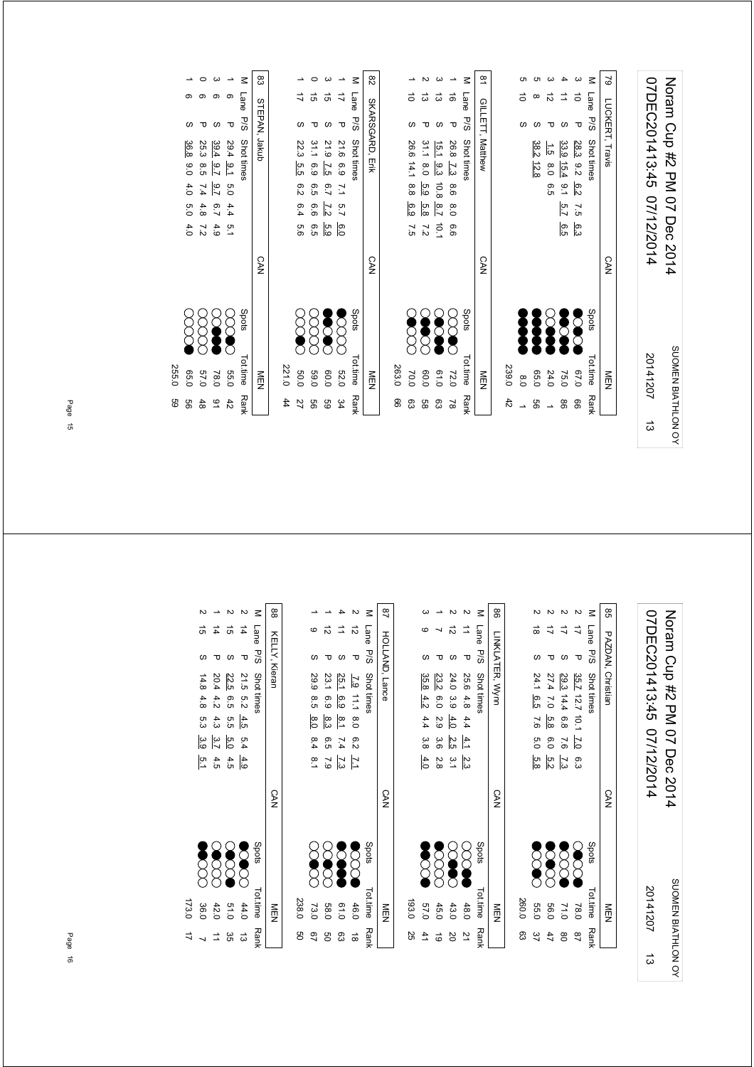# Noram Cup #2 PM 07 Dec 2014

07DEC201413:45 07/12/2014 — SUOMEN BIATHLON OY — 20141207 13

### 79 LUCKERT, Travis — CAN — MEN

| M | Lane | P/S | Shot times | Spots | Tot.time | Rank |
|---|---|---|---|---|---|---|
| 3 | 10 | P | 28.3 9.2 6.2 7.5 6.3 | | 67.0 | 66 |
| 4 | 11 | S | 33.9 15.4 9.1 5.7 6.5 | | 75.0 | 86 |
| 3 | 12 | P | 1.5 8.0 6.5 | | 24.0 | 1 |
| 5 | 8 | S | 38.2 12.8 | | 65.0 | 56 |
| 5 | 10 | S | | | 8.0 | 1 |
| | | | | | 239.0 | 42 |

### 81 GILLETT, Matthew — CAN — MEN

| M | Lane | P/S | Shot times | Spots | Tot.time | Rank |
|---|---|---|---|---|---|---|
| 1 | 16 | P | 26.8 7.3 8.6 8.0 6.6 | | 72.0 | 78 |
| 3 | 13 | S | 15.1 9.3 10.8 8.7 10.1 | | 61.0 | 63 |
| 2 | 13 | P | 31.1 8.0 5.9 5.8 7.2 | | 60.0 | 58 |
| 1 | 10 | S | 26.6 14.1 8.8 6.9 7.5 | | 70.0 | 63 |
| | | | | | 263.0 | 66 |

### 82 SKARSGARD, Erik — CAN — MEN

| M | Lane | P/S | Shot times | Spots | Tot.time | Rank |
|---|---|---|---|---|---|---|
| 1 | 17 | P | 21.6 6.9 7.1 5.7 6.0 | | 52.0 | 34 |
| 3 | 15 | S | 21.9 7.5 6.7 7.2 5.9 | | 60.0 | 59 |
| 0 | 15 | P | 31.1 6.9 6.5 6.6 6.5 | | 59.0 | 56 |
| 1 | 17 | S | 22.3 5.5 6.2 6.4 5.6 | | 50.0 | 27 |
| | | | | | 221.0 | 44 |

### 83 STEPAN, Jakub — CAN — MEN

| M | Lane | P/S | Shot times | Spots | Tot.time | Rank |
|---|---|---|---|---|---|---|
| 1 | 6 | P | 29.4 9.1 5.0 4.4 5.1 | | 55.0 | 42 |
| 3 | 6 | S | 39.4 9.7 9.7 6.7 4.9 | | 78.0 | 91 |
| 0 | 6 | P | 25.3 8.5 7.4 4.8 7.2 | | 57.0 | 48 |
| 1 | 6 | S | 36.8 9.0 4.0 5.0 4.0 | | 65.0 | 56 |
| | | | | | 255.0 | 59 |

# Noram Cup #2 PM 07 Dec 2014

07DEC201413:45 07/12/2014 — SUOMEN BIATHLON OY — 20141207 13

### 85 PAZDAN, Christian — CAN — MEN

| M | Lane | P/S | Shot times | Spots | Tot.time | Rank |
|---|---|---|---|---|---|---|
| 2 | 17 | P | 35.7 12.7 10.1 7.0 6.3 | | 78.0 | 87 |
| 2 | 17 | S | 29.3 14.4 6.8 7.6 7.3 | | 71.0 | 80 |
| 2 | 17 | P | 27.4 7.0 5.8 6.0 5.2 | | 56.0 | 47 |
| 2 | 18 | S | 24.1 6.5 7.6 5.0 5.8 | | 55.0 | 37 |
| | | | | | 260.0 | 63 |

### 86 LINKLATER, Wynn — CAN — MEN

| M | Lane | P/S | Shot times | Spots | Tot.time | Rank |
|---|---|---|---|---|---|---|
| 2 | 11 | P | 25.6 4.8 4.4 4.1 2.3 | | 48.0 | 21 |
| 2 | 12 | S | 24.0 3.9 4.0 2.5 3.1 | | 43.0 | 20 |
| 1 | 7 | P | 23.2 6.0 2.9 3.6 2.8 | | 45.0 | 19 |
| 3 | 9 | S | 35.8 4.2 4.4 3.8 4.0 | | 57.0 | 41 |
| | | | | | 193.0 | 25 |

### 87 HOLLAND, Lance — CAN — MEN

| M | Lane | P/S | Shot times | Spots | Tot.time | Rank |
|---|---|---|---|---|---|---|
| 2 | 12 | P | 7.9 11.1 8.0 6.2 7.1 | | 46.0 | 18 |
| 4 | 11 | S | 25.1 6.9 8.1 7.4 7.3 | | 61.0 | 63 |
| 1 | 12 | P | 23.1 6.9 8.3 6.5 7.9 | | 58.0 | 50 |
| 1 | 9 | S | 29.9 8.5 8.0 8.4 8.1 | | 73.0 | 67 |
| | | | | | 238.0 | 50 |

### 88 KELLY, Kieran — CAN — MEN

| M | Lane | P/S | Shot times | Spots | Tot.time | Rank |
|---|---|---|---|---|---|---|
| 2 | 14 | P | 21.5 5.2 4.5 5.4 4.9 | | 44.0 | 13 |
| 2 | 15 | S | 22.5 6.5 5.5 5.0 4.5 | | 51.0 | 35 |
| 1 | 14 | P | 20.4 4.2 4.3 3.7 4.5 | | 42.0 | 11 |
| 2 | 15 | S | 14.8 4.8 5.3 3.9 5.1 | | 36.0 | 7 |
| | | | | | 173.0 | 17 |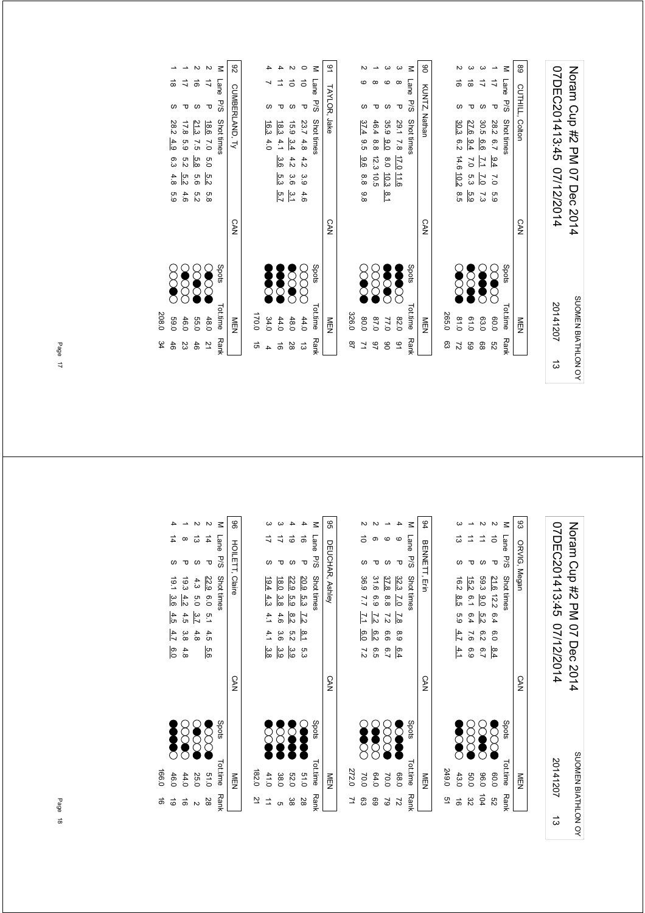| 89 | CUTHILL, Colton | CAN | | MEN | |
|---|---|---|---|---|---|
| M | Lane | P/S | Shot times | Spots | Tot.time | Rank |
| 1 | 17 | P | 28.2 6.7 9.4 7.0 5.9 | | 60.0 | 52 |
| 3 | 17 | S | 30.5 6.6 7.1 7.0 7.3 | | 63.0 | 68 |
| 3 | 18 | P | 27.6 9.4 7.0 5.3 5.9 | | 61.0 | 59 |
| 2 | 16 | S | 30.3 6.2 14.6 10.2 8.5 | | 81.0 | 72 |
| | | | | | 265.0 | 63 |

| 90 | KUNTZ, Nathan | CAN | | MEN | | |
|---|---|---|---|---|---|---|
| M | Lane | P/S | Shot times | Spots | Tot.time | Rank |
| 3 | 8 | P | 29.1 7.8 17.0 11.6 | | 82.0 | 91 |
| 3 | 9 | S | 35.9 9.0 8.0 10.3 8.1 | | 77.0 | 90 |
| 1 | 8 | P | 46.4 8.8 12.3 10.5 | | 87.0 | 97 |
| 2 | 9 | S | 37.4 9.5 9.6 8.8 9.8 | | 80.0 | 71 |
| | | | | | 326.0 | 87 |

| 91 | TAYLOR, Jake | CAN | | MEN | | |
|---|---|---|---|---|---|---|
| M | Lane | P/S | Shot times | Spots | Tot.time | Rank |
| 0 | 10 | P | 23.7 4.8 4.2 3.9 4.6 | | 44.0 | 13 |
| 2 | 10 | S | 15.9 3.4 4.2 3.6 3.1 | | 48.0 | 28 |
| 4 | 11 | P | 18.3 4.1 3.6 5.3 5.7 | | 44.0 | 16 |
| 4 | 7 | S | 16.3 4.0 | | 34.0 | 4 |
| | | | | | 170.0 | 15 |

| 92 | CUMBERLAND, Ty | CAN | | MEN | | |
|---|---|---|---|---|---|---|
| M | Lane | P/S | Shot times | Spots | Tot.time | Rank |
| 2 | 17 | P | 18.6 7.0 5.0 5.2 5.8 | | 48.0 | 21 |
| 2 | 16 | S | 21.3 7.5 5.8 5.6 5.2 | | 55.0 | 46 |
| 1 | 17 | P | 17.8 5.9 5.2 5.2 4.6 | | 46.0 | 23 |
| 1 | 18 | S | 28.2 4.9 6.3 4.8 5.9 | | 59.0 | 46 |
| | | | | | 208.0 | 34 |

| 93 | ORVIG, Megan | CAN | | MEN | | |
|---|---|---|---|---|---|---|
| M | Lane | P/S | Shot times | Spots | Tot.time | Rank |
| 2 | 10 | P | 21.6 12.2 6.4 6.0 8.4 | | 60.0 | 52 |
| 2 | 11 | S | 59.3 9.0 5.2 6.2 6.7 | | 96.0 | 104 |
| 1 | 11 | P | 15.2 6.1 6.4 7.6 6.9 | | 50.0 | 32 |
| 3 | 13 | S | 16.2 8.5 5.9 4.7 4.1 | | 43.0 | 16 |
| | | | | | 249.0 | 51 |

| 94 | BENNETT, Erin | CAN | | MEN | | |
|---|---|---|---|---|---|---|
| M | Lane | P/S | Shot times | Spots | Tot.time | Rank |
| 4 | 9 | P | 32.3 7.0 7.8 8.9 6.4 | | 68.0 | 72 |
| 1 | 9 | S | 37.8 8.8 7.2 6.6 6.7 | | 70.0 | 79 |
| 2 | 6 | P | 31.6 6.9 7.2 6.2 6.5 | | 64.0 | 69 |
| 2 | 10 | S | 36.9 7.7 7.1 6.0 7.2 | | 70.0 | 63 |
| | | | | | 272.0 | 71 |

| 95 | DEUCHAR, Ashley | CAN | | MEN | | |
|---|---|---|---|---|---|---|
| M | Lane | P/S | Shot times | Spots | Tot.time | Rank |
| 4 | 16 | P | 20.9 5.3 7.2 8.1 5.3 | | 51.0 | 28 |
| 4 | 19 | S | 22.9 5.9 8.2 5.2 3.9 | | 52.0 | 38 |
| 3 | 17 | P | 18.0 3.8 4.6 3.6 3.9 | | 38.0 | 5 |
| 3 | 17 | S | 19.4 4.3 4.1 4.1 3.8 | | 41.0 | 11 |
| | | | | | 182.0 | 21 |

| 96 | HOILETT, Claire | CAN | | MEN | | |
|---|---|---|---|---|---|---|
| M | Lane | P/S | Shot times | Spots | Tot.time | Rank |
| 2 | 14 | P | 22.9 6.0 5.1 4.5 5.6 | | 51.0 | 28 |
| 2 | 13 | S | 4.3 5.0 3.7 4.8 | | 25.0 | 2 |
| 1 | 17 | P | 19.3 4.2 4.5 3.8 4.8 | | 44.0 | 16 |
| 4 | 14 | S | 19.1 3.6 4.5 4.7 6.0 | | 46.0 | 19 |
| | | | | | 166.0 | 16 |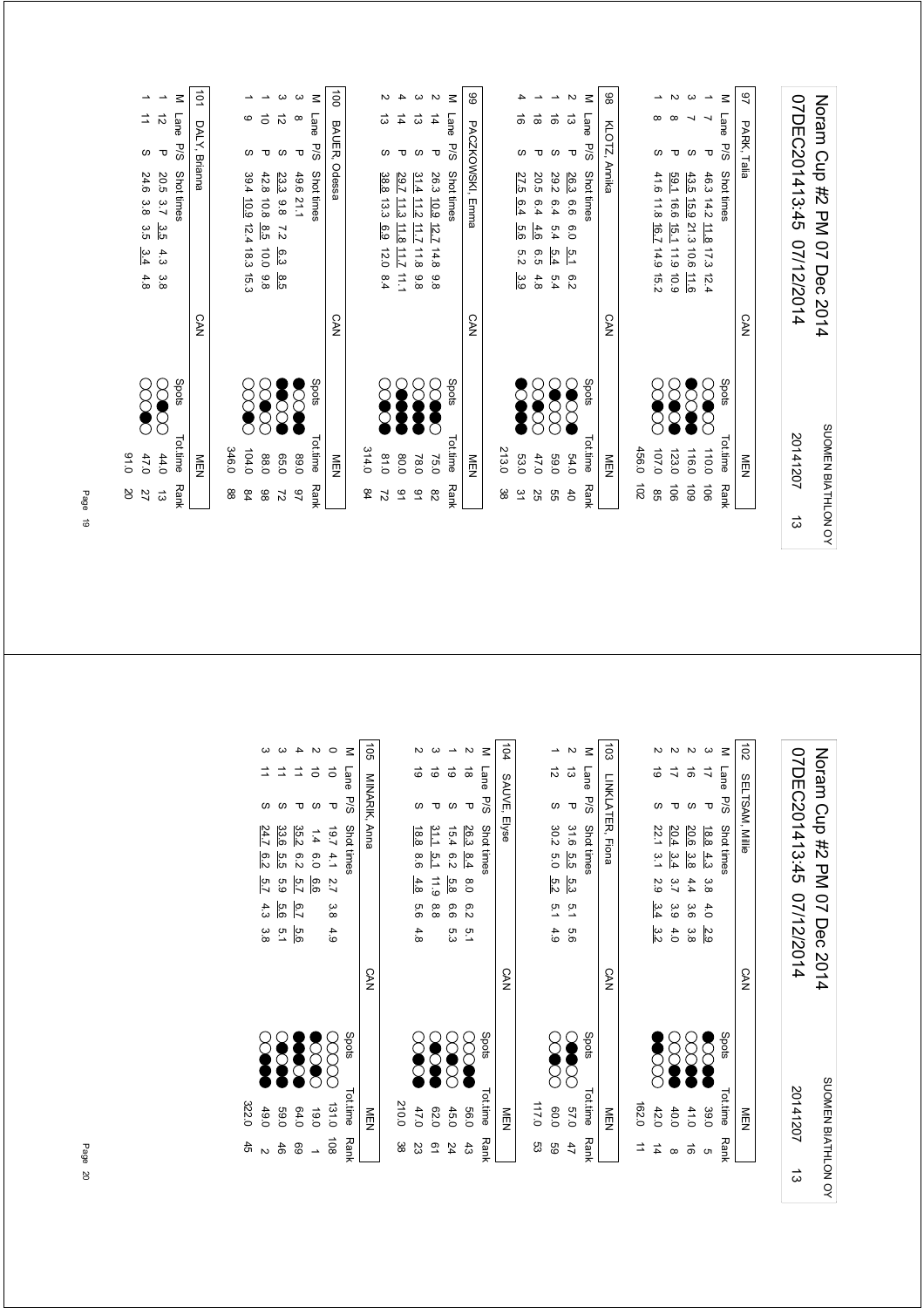## 97 PARK, Talia — CAN — MEN

| M | Lane | P/S | Shot times | Tot.time | Rank |
|---|---|---|---|---|---|
| 1 | 7 | P | 46.3 14.2 11.8 17.3 12.4 | 110.0 | 106 |
| 3 | 7 | S | 43.5 15.9 21.3 10.6 11.6 | 116.0 | 109 |
| 2 | 8 | P | 59.1 16.6 15.1 11.9 10.9 | 123.0 | 106 |
| 1 | 8 | S | 41.6 11.8 16.7 14.9 15.2 | 107.0 | 85 |
| | | | | 456.0 | 102 |

## 98 KLOTZ, Annika — CAN — MEN

| M | Lane | P/S | Shot times | Tot.time | Rank |
|---|---|---|---|---|---|
| 2 | 13 | P | 26.3 6.6 6.0 5.1 6.2 | 54.0 | 40 |
| 1 | 16 | S | 29.2 6.4 5.4 5.4 5.4 | 59.0 | 55 |
| 1 | 18 | P | 20.5 6.4 4.6 6.5 4.8 | 47.0 | 25 |
| 4 | 16 | S | 27.5 6.4 5.6 5.2 3.9 | 53.0 | 31 |
| | | | | 213.0 | 38 |

## 99 PACZKOWSKI, Emma — CAN — MEN

| M | Lane | P/S | Shot times | Tot.time | Rank |
|---|---|---|---|---|---|
| 2 | 14 | P | 26.3 10.9 12.7 14.8 9.8 | 75.0 | 82 |
| 3 | 13 | S | 31.4 11.2 11.7 11.8 9.8 | 78.0 | 91 |
| 4 | 14 | P | 29.7 11.3 11.8 11.7 11.1 | 80.0 | 91 |
| 2 | 13 | S | 38.8 13.3 6.9 12.0 8.4 | 81.0 | 72 |
| | | | | 314.0 | 84 |

## 100 BAUER, Odessa — CAN — MEN

| M | Lane | P/S | Shot times | Tot.time | Rank |
|---|---|---|---|---|---|
| 3 | 8 | P | 49.6 21.1 | 89.0 | 97 |
| 3 | 12 | S | 23.3 9.8 7.2 6.3 8.5 | 65.0 | 72 |
| 1 | 10 | P | 42.8 10.8 8.5 10.0 9.8 | 88.0 | 98 |
| 1 | 9 | S | 39.4 10.9 12.4 18.3 15.3 | 104.0 | 84 |
| | | | | 346.0 | 88 |

## 101 DALY, Brianna — CAN — MEN

| M | Lane | P/S | Shot times | Tot.time | Rank |
|---|---|---|---|---|---|
| 1 | 12 | P | 20.5 3.7 3.5 4.3 3.8 | 44.0 | 13 |
| 1 | 11 | S | 24.6 3.8 3.5 3.4 4.8 | 47.0 | 27 |
| | | | | 91.0 | 20 |

## 102 SELTSAM, Millie — CAN — MEN

| M | Lane | P/S | Shot times | Tot.time | Rank |
|---|---|---|---|---|---|
| 3 | 17 | P | 18.8 4.3 3.8 4.0 2.9 | 39.0 | 5 |
| 2 | 16 | S | 20.6 3.8 4.4 3.6 3.8 | 41.0 | 16 |
| 2 | 17 | P | 20.4 3.4 3.7 3.9 4.0 | 40.0 | 8 |
| 2 | 19 | S | 22.1 3.1 2.9 3.4 3.2 | 42.0 | 14 |
| | | | | 162.0 | 11 |

## 103 LINKLATER, Fiona — CAN — MEN

| M | Lane | P/S | Shot times | Tot.time | Rank |
|---|---|---|---|---|---|
| 2 | 13 | P | 31.6 5.5 5.3 5.1 5.6 | 57.0 | 47 |
| 1 | 12 | S | 30.2 5.0 5.2 5.1 4.9 | 60.0 | 59 |
| | | | | 117.0 | 53 |

## 104 SAUVE, Elyse — CAN — MEN

| M | Lane | P/S | Shot times | Tot.time | Rank |
|---|---|---|---|---|---|
| 2 | 18 | P | 26.3 8.4 8.0 6.2 5.1 | 56.0 | 43 |
| 1 | 19 | S | 15.4 6.2 5.8 6.6 5.3 | 45.0 | 24 |
| 3 | 19 | P | 31.1 5.1 11.9 8.8 | 62.0 | 61 |
| 2 | 19 | S | 18.8 8.6 4.8 5.6 4.8 | 47.0 | 23 |
| | | | | 210.0 | 38 |

## 105 MINARIK, Anna — CAN — MEN

| M | Lane | P/S | Shot times | Tot.time | Rank |
|---|---|---|---|---|---|
| 0 | 10 | P | 19.7 4.1 2.7 3.8 4.9 | 131.0 | 108 |
| 2 | 10 | S | 1.4 6.0 6.6 | 19.0 | 1 |
| 4 | 11 | P | 35.2 6.2 5.7 6.7 5.6 | 64.0 | 69 |
| 3 | 11 | S | 33.6 5.5 5.9 5.6 5.1 | 59.0 | 46 |
| 3 | 11 | S | 24.7 6.2 5.7 4.3 3.8 | 49.0 | 2 |
| | | | | 322.0 | 45 |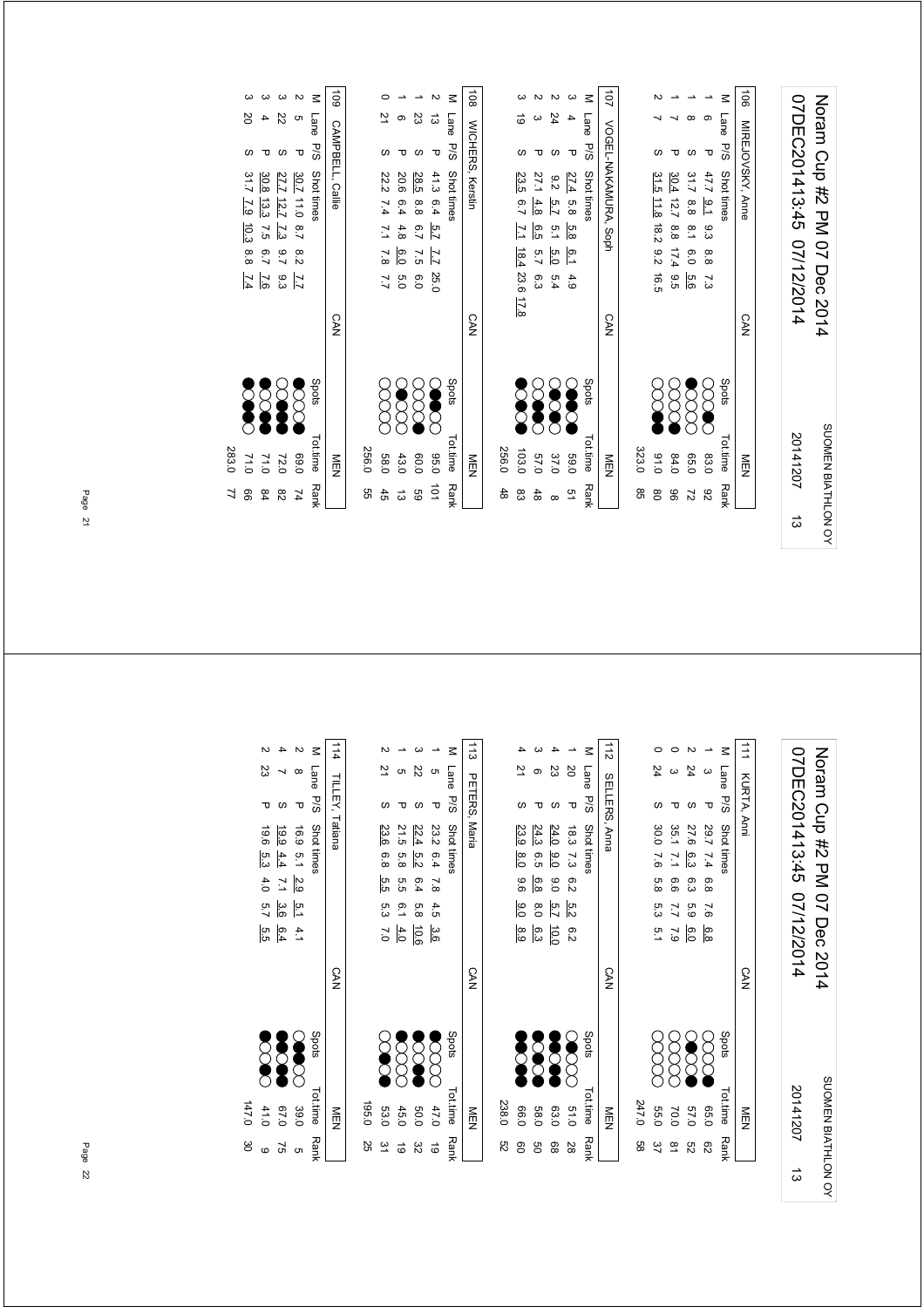# Noram Cup #2 PM 07 Dec 2014

07DEC201413:45 07/12/2014 — SUOMEN BIATHLON OY — 20141207 — 13

**106 MIREJOVSKY, Anne — CAN — MEN**

| M | Lane | P/S | Shot times | Spots | Tot.time | Rank |
|---|---|---|---|---|---|---|
| 1 | 6 | P | 47.7 9.1 9.3 8.8 7.3 | | 83.0 | 92 |
| 1 | 8 | S | 31.7 8.8 8.1 6.0 5.6 | | 65.0 | 72 |
| 1 | 7 | P | 30.4 12.7 8.8 17.4 9.5 | | 84.0 | 96 |
| 2 | 7 | S | 31.5 11.8 18.2 9.2 16.5 | | 91.0 | 80 |
| | | | | | 323.0 | 85 |

**107 VOGEL-NAKAMURA, Soph — CAN — MEN**

| M | Lane | P/S | Shot times | Spots | Tot.time | Rank |
|---|---|---|---|---|---|---|
| 3 | 4 | P | 27.4 5.8 5.8 6.1 4.9 | | 59.0 | 51 |
| 2 | 24 | S | 9.2 5.7 5.1 5.0 5.4 | | 37.0 | 8 |
| 2 | 3 | P | 27.1 4.8 6.5 5.7 6.3 | | 57.0 | 48 |
| 3 | 19 | S | 23.5 6.7 7.1 18.4 23.6 17.8 | | 103.0 | 83 |
| | | | | | 256.0 | 48 |

**108 WICHERS, Kerstin — CAN — MEN**

| M | Lane | P/S | Shot times | Spots | Tot.time | Rank |
|---|---|---|---|---|---|---|
| 2 | 13 | P | 41.3 6.4 5.7 7.7 25.0 | | 95.0 | 101 |
| 1 | 23 | S | 28.5 8.8 6.7 7.5 6.0 | | 60.0 | 59 |
| 1 | 6 | P | 20.6 6.4 4.8 6.0 5.0 | | 43.0 | 13 |
| 0 | 21 | S | 22.2 7.4 7.1 7.8 7.7 | | 58.0 | 45 |
| | | | | | 256.0 | 55 |

**109 CAMPBELL, Callie — CAN — MEN**

| M | Lane | P/S | Shot times | Spots | Tot.time | Rank |
|---|---|---|---|---|---|---|
| 2 | 5 | P | 30.7 11.0 8.7 8.2 7.7 | | 69.0 | 74 |
| 3 | 22 | S | 27.7 12.7 7.3 9.7 9.3 | | 72.0 | 82 |
| 3 | 4 | P | 30.8 13.3 7.5 6.7 7.6 | | 71.0 | 84 |
| 3 | 20 | S | 31.7 7.9 10.3 8.8 7.4 | | 71.0 | 66 |
| | | | | | 283.0 | 77 |

# Noram Cup #2 PM 07 Dec 2014

07DEC201413:45 07/12/2014 — SUOMEN BIATHLON OY — 20141207 — 13

**111 KURTA, Anni — CAN — MEN**

| M | Lane | P/S | Shot times | Spots | Tot.time | Rank |
|---|---|---|---|---|---|---|
| 1 | 3 | P | 29.7 7.4 6.8 7.6 6.8 | | 65.0 | 62 |
| 2 | 24 | S | 27.6 6.3 6.3 5.9 6.0 | | 57.0 | 52 |
| 0 | 3 | P | 35.1 7.1 6.6 7.7 7.9 | | 70.0 | 81 |
| 0 | 24 | S | 30.0 7.6 5.8 5.3 5.1 | | 55.0 | 37 |
| | | | | | 247.0 | 58 |

**112 SELLERS, Anna — CAN — MEN**

| M | Lane | P/S | Shot times | Spots | Tot.time | Rank |
|---|---|---|---|---|---|---|
| 1 | 20 | P | 18.3 7.3 6.2 5.2 6.2 | | 51.0 | 28 |
| 4 | 23 | S | 24.0 9.0 9.0 5.7 10.0 | | 63.0 | 68 |
| 3 | 6 | P | 24.3 6.5 6.8 8.0 6.3 | | 58.0 | 50 |
| 4 | 21 | S | 23.9 8.0 9.6 9.0 8.9 | | 66.0 | 60 |
| | | | | | 238.0 | 52 |

**113 PETERS, Maria — CAN — MEN**

| M | Lane | P/S | Shot times | Spots | Tot.time | Rank |
|---|---|---|---|---|---|---|
| 1 | 5 | P | 23.2 6.4 7.8 4.5 3.6 | | 47.0 | 19 |
| 3 | 22 | S | 22.4 5.2 6.4 5.8 10.6 | | 50.0 | 32 |
| 1 | 5 | P | 21.5 5.8 5.5 6.1 4.0 | | 45.0 | 19 |
| 2 | 21 | S | 23.6 6.8 5.5 5.3 7.0 | | 53.0 | 31 |
| | | | | | 195.0 | 25 |

**114 TILLEY, Tatiana — CAN — MEN**

| M | Lane | P/S | Shot times | Spots | Tot.time | Rank |
|---|---|---|---|---|---|---|
| 2 | 8 | P | 16.9 5.1 2.9 5.1 4.1 | | 39.0 | 5 |
| 4 | 7 | S | 19.9 4.4 7.1 3.6 6.4 | | 67.0 | 75 |
| 2 | 23 | P | 19.6 5.3 4.0 5.7 5.5 | | 41.0 | 9 |
| | | | | | 147.0 | 30 |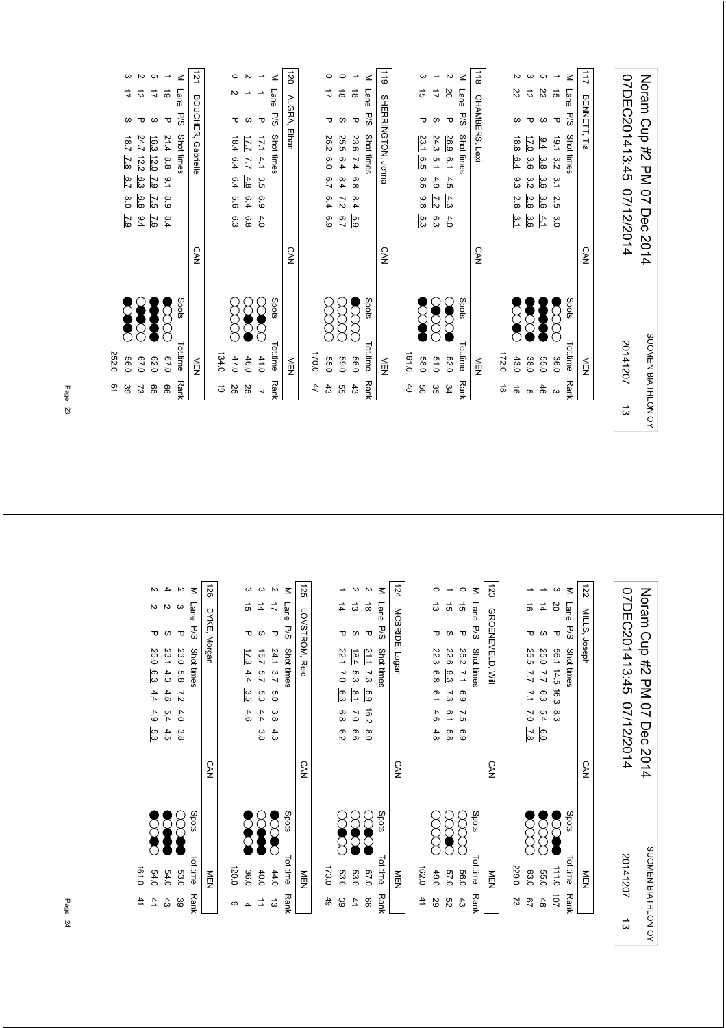# Noram Cup #2 PM 07 Dec 2014
07DEC201413:45 07/12/2014

SUOMEN BIATHLON OY — 20141207 — 13

## 117 BENNETT, Tia — CAN — MEN

| M | Lane | P/S | Shot times | | | | | Spots | Tot.time | Rank |
|---|---|---|---|---|---|---|---|---|---|---|
| 1 | 15 | P | 19.1 | 3.2 | 3.1 | 2.5 | 3.0 | ●○○○○ | 36.0 | 3 |
| 5 | 22 | S | 9.4 | 3.8 | 3.6 | 3.6 | 4.1 | ●●●●● | 55.0 | 46 |
| 3 | 12 | P | 17.0 | 3.6 | 3.2 | 2.6 | 3.6 | ●●○●● | 38.0 | 5 |
| 2 | 22 | S | 18.8 | 6.4 | 9.3 | 2.6 | 3.1 | ●○○●○ | 43.0 | 16 |
| | | | | | | | | | 172.0 | 18 |

## 118 CHAMBERS, Lexi — CAN — MEN

| M | Lane | P/S | Shot times | | | | | Spots | Tot.time | Rank |
|---|---|---|---|---|---|---|---|---|---|---|
| 2 | 20 | P | 26.9 | 6.1 | 4.5 | 4.3 | 4.0 | ○●○○● | 52.0 | 34 |
| 1 | 17 | S | 24.3 | 5.1 | 4.9 | 7.2 | 6.3 | ○○●○○ | 51.0 | 35 |
| 3 | 15 | P | 23.1 | 6.5 | 8.6 | 9.8 | 5.3 | ●●○○● | 58.0 | 50 |
| | | | | | | | | | 161.0 | 40 |

## 119 SHERRINGTON, Jenna — CAN — MEN

| M | Lane | P/S | Shot times | | | | | Spots | Tot.time | Rank |
|---|---|---|---|---|---|---|---|---|---|---|
| 1 | 18 | P | 23.6 | 7.4 | 6.8 | 8.4 | 5.9 | ●○○○○ | 56.0 | 43 |
| 0 | 18 | S | 25.5 | 6.4 | 8.4 | 7.2 | 6.7 | ○○○○○ | 59.0 | 55 |
| 0 | 17 | P | 26.2 | 6.0 | 6.7 | 6.4 | 6.9 | ○○○○○ | 55.0 | 43 |
| | | | | | | | | | 170.0 | 47 |

## 120 ALGRA, Ethan — CAN — MEN

| M | Lane | P/S | Shot times | | | | | Spots | Tot.time | Rank |
|---|---|---|---|---|---|---|---|---|---|---|
| 1 | 1 | P | 17.1 | 4.1 | 3.5 | 6.9 | 4.0 | ○○●○○ | 41.0 | 7 |
| 2 | 1 | S | 17.7 | 7.7 | 4.8 | 6.4 | 6.8 | ○●●○○ | 46.0 | 25 |
| 0 | 2 | P | 18.4 | 6.4 | 6.4 | 5.6 | 6.3 | ○○○○○ | 47.0 | 25 |
| | | | | | | | | | 134.0 | 19 |

## 121 BOUCHER, Gabrielle — CAN — MEN

| M | Lane | P/S | Shot times | | | | | Spots | Tot.time | Rank |
|---|---|---|---|---|---|---|---|---|---|---|
| 1 | 19 | P | 21.4 | 8.8 | 9.1 | 8.9 | 8.4 | ●○○○○ | 67.0 | 66 |
| 5 | 17 | S | 16.3 | 12.0 | 7.9 | 7.5 | 7.6 | ●●●●● | 62.0 | 65 |
| 2 | 12 | P | 24.7 | 12.2 | 6.3 | 6.6 | 9.4 | ○●●○○ | 67.0 | 73 |
| 3 | 17 | S | 18.7 | 7.8 | 6.7 | 8.0 | 7.9 | ●○●●○ | 56.0 | 39 |
| | | | | | | | | | 252.0 | 61 |

## 122 MILLS, Joseph — CAN — MEN

| M | Lane | P/S | Shot times | | | | | Spots | Tot.time | Rank |
|---|---|---|---|---|---|---|---|---|---|---|
| 3 | 20 | P | 56.1 | 14.5 | 16.3 | 8.3 | | ●○○●● | 111.0 | 107 |
| 1 | 14 | S | 25.0 | 7.7 | 6.3 | 5.4 | 6.0 | ●○○○○ | 55.0 | 46 |
| 1 | 16 | P | 25.5 | 7.7 | 7.1 | 7.0 | 7.8 | ●○○○○ | 63.0 | 67 |
| | | | | | | | | | 229.0 | 73 |

## 123 GROENEVELD, Will — CAN — MEN

| M | Lane | P/S | Shot times | | | | | Spots | Tot.time | Rank |
|---|---|---|---|---|---|---|---|---|---|---|
| 0 | 15 | P | 25.2 | 7.1 | 6.9 | 7.5 | 6.9 | ○○○○○ | 56.0 | 43 |
| 1 | 15 | S | 22.6 | 9.3 | 7.3 | 6.1 | 5.8 | ○○●○○ | 57.0 | 52 |
| 0 | 13 | P | 22.3 | 6.8 | 6.1 | 4.6 | 4.8 | ○○○○○ | 49.0 | 29 |
| | | | | | | | | | 162.0 | 41 |

## 124 MCBRIDE, Logan — CAN — MEN

| M | Lane | P/S | Shot times | | | | | Spots | Tot.time | Rank |
|---|---|---|---|---|---|---|---|---|---|---|
| 2 | 18 | P | 21.1 | 7.3 | 5.9 | 16.2 | 8.0 | ○●○○● | 67.0 | 66 |
| 2 | 13 | S | 18.4 | 5.3 | 8.1 | 7.0 | 6.6 | ○○○●● | 53.0 | 41 |
| 1 | 14 | P | 22.1 | 7.0 | 6.3 | 6.8 | 6.2 | ○○●○○ | 53.0 | 39 |
| | | | | | | | | | 173.0 | 49 |

## 125 LOVSTROM, Reid — CAN — MEN

| M | Lane | P/S | Shot times | | | | | Spots | Tot.time | Rank |
|---|---|---|---|---|---|---|---|---|---|---|
| 2 | 17 | P | 24.1 | 3.7 | 5.0 | 3.8 | 4.3 | ●○○●○ | 44.0 | 13 |
| 3 | 14 | S | 15.7 | 5.7 | 5.3 | 4.4 | 3.8 | ○○●●● | 40.0 | 11 |
| 3 | 15 | P | 17.3 | 4.4 | 3.5 | 4.6 | | ●○●●○ | 36.0 | 4 |
| | | | | | | | | | 120.0 | 9 |

## 126 DYKE, Morgan — CAN — MEN

| M | Lane | P/S | Shot times | | | | | Spots | Tot.time | Rank |
|---|---|---|---|---|---|---|---|---|---|---|
| 2 | 3 | P | 23.0 | 5.8 | 7.2 | 4.0 | 3.8 | ○○○●● | 53.0 | 39 |
| 4 | 2 | S | 23.1 | 4.3 | 4.6 | 5.4 | 4.5 | ●○●●● | 54.0 | 43 |
| 2 | 2 | P | 25.0 | 6.3 | 4.4 | 4.9 | 5.3 | ●○○●○ | 54.0 | 41 |
| | | | | | | | | | 161.0 | 41 |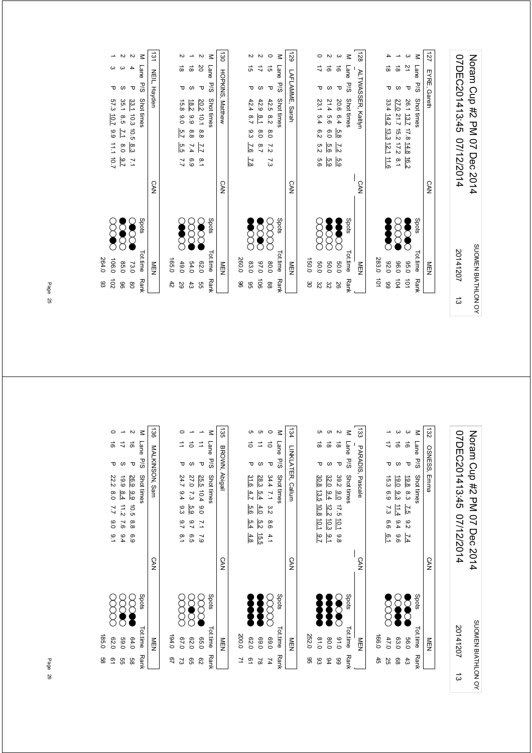### 127 EYRE, Gareth — CAN — MEN

| M | Lane | P/S | Shot times | Tot.time | Rank |
|---|---|---|---|---|---|
| 3 | 21 | P | 26.1 13.7 17.8 14.8 16.2 | 95.0 | 101 |
| 1 | 18 | S | 27.0 21.7 15.2 17.2 8.1 | 96.0 | 104 |
| 4 | 18 | P | 33.4 14.2 13.3 12.1 11.6 | 92.0 | 99 |
| | | | | 283.0 | 101 |

### 128 ALTWASSER, Kaitlyn — CAN — MEN

| M | Lane | P/S | Shot times | Tot.time | Rank |
|---|---|---|---|---|---|
| 3 | 16 | P | 20.6 6.4 5.8 7.2 5.9 | 50.0 | 26 |
| 2 | 16 | S | 21.4 5.6 6.0 5.6 5.9 | 50.0 | 32 |
| 0 | 17 | P | 23.1 5.4 6.2 5.2 5.6 | 50.0 | 32 |
| | | | | 150.0 | 30 |

### 129 LAFLAMME, Sarah — CAN — MEN

| M | Lane | P/S | Shot times | Tot.time | Rank |
|---|---|---|---|---|---|
| 0 | 15 | P | 42.5 8.2 8.0 7.2 7.3 | 80.0 | 88 |
| 2 | 17 | S | 42.9 8.1 8.0 8.7 | 97.0 | 106 |
| 2 | 15 | P | 42.4 8.7 9.3 7.6 7.8 | 83.0 | 95 |
| | | | | 260.0 | 96 |

### 130 HOPKINS, Matthew — CAN — MEN

| M | Lane | P/S | Shot times | Tot.time | Rank |
|---|---|---|---|---|---|
| 2 | 20 | P | 20.2 10.1 8.8 7.7 8.1 | 62.0 | 55 |
| 1 | 18 | S | 18.2 9.9 8.8 7.4 6.9 | 54.0 | 43 |
| 2 | 18 | P | 15.8 9.0 5.7 5.5 7.7 | 49.0 | 29 |
| | | | | 165.0 | 42 |

### 131 NEIL, Hayden — CAN — MEN

| M | Lane | P/S | Shot times | Tot.time | Rank |
|---|---|---|---|---|---|
| 2 | 4 | P | 33.1 10.3 10.5 8.3 7.1 | 73.0 | 80 |
| 2 | 3 | S | 35.1 8.5 7.1 8.0 9.7 | 85.0 | 96 |
| 1 | 3 | P | 57.3 10.7 9.9 11.1 10.7 | 106.0 | 102 |
| | | | | 264.0 | 93 |

### 132 OSNESS, Emma — CAN — MEN

| M | Lane | P/S | Shot times | Tot.time | Rank |
|---|---|---|---|---|---|
| 3 | 16 | P | 19.8 8.3 7.5 9.2 7.4 | 56.0 | 43 |
| 3 | 16 | S | 19.0 9.3 11.4 9.4 9.6 | 63.0 | 68 |
| 1 | 17 | P | 15.3 6.9 7.3 6.6 6.1 | 47.0 | 25 |
| | | | | 166.0 | 45 |

### 133 PARADIS, Pascale — CAN — MEN

| M | Lane | P/S | Shot times | Tot.time | Rank |
|---|---|---|---|---|---|
| 2 | 18 | P | 39.2 9.0 17.5 10.1 9.8 | 91.0 | 99 |
| 5 | 18 | S | 32.0 9.4 12.2 10.3 9.1 | 80.0 | 94 |
| 5 | 18 | P | 30.8 13.5 10.8 10.1 9.7 | 81.0 | 93 |
| | | | | 252.0 | 95 |

### 134 LINKLATER, Callum — CAN — MEN

| M | Lane | P/S | Shot times | Tot.time | Rank |
|---|---|---|---|---|---|
| 0 | 10 | P | 34.4 7.1 3.2 8.6 4.1 | 69.0 | 74 |
| 5 | 11 | S | 28.3 5.4 4.0 5.2 15.5 | 69.0 | 78 |
| 5 | 10 | P | 31.6 4.7 5.6 5.4 4.8 | 62.0 | 61 |
| | | | | 200.0 | 71 |

### 135 BROWN, Abigail — CAN — MEN

| M | Lane | P/S | Shot times | Tot.time | Rank |
|---|---|---|---|---|---|
| 1 | 11 | P | 25.5 10.4 9.0 7.1 7.9 | 65.0 | 62 |
| 1 | 10 | S | 27.0 7.3 5.9 9.7 6.5 | 62.0 | 65 |
| 0 | 11 | P | 24.7 9.4 9.3 9.7 8.1 | 67.0 | 73 |
| | | | | 194.0 | 67 |

### 136 MALKINSON, Sam — CAN — MEN

| M | Lane | P/S | Shot times | Tot.time | Rank |
|---|---|---|---|---|---|
| 2 | 16 | P | 26.9 9.9 10.5 8.8 6.9 | 64.0 | 58 |
| 1 | 17 | S | 19.9 8.4 11.2 7.6 9.4 | 59.0 | 55 |
| 0 | 16 | P | 22.2 8.0 7.7 9.0 9.1 | 62.0 | 61 |
| | | | | 185.0 | 58 |